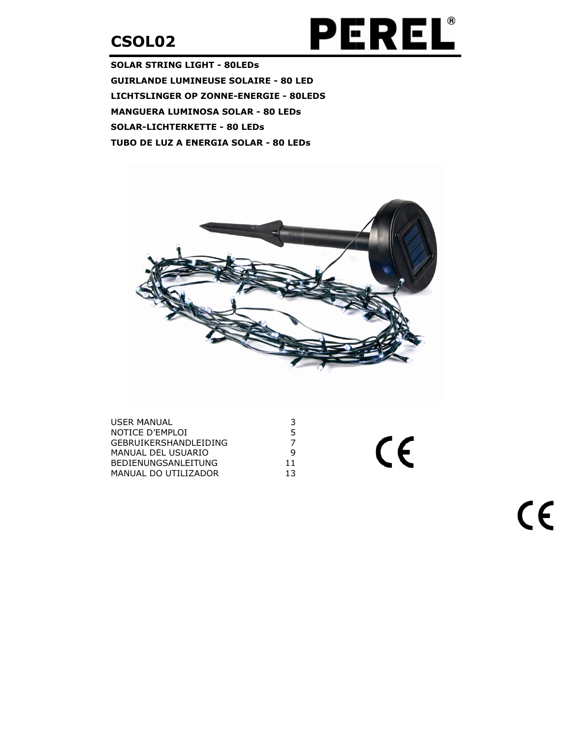# CSOL02

**PEREL®**

**SOLAR STRING LIGHT - 80LEDs**

**GUIRLANDE LUMINEUSE SOLAIRE - 80 LED**

**LICHTSLINGER OP ZONNE-ENERGIE - 80LEDS**

**MANGUERA LUMINOSA SOLAR - 80 LEDs**

**SOLAR-LICHTERKETTE - 80 LEDs**

**TUBO DE LUZ A ENERGIA SOLAR - 80 LEDs**

| | |
|---|---|
| USER MANUAL | 3 |
| NOTICE D'EMPLOI | 5 |
| GEBRUIKERSHANDLEIDING | 7 |
| MANUAL DEL USUARIO | 9 |
| BEDIENUNGSANLEITUNG | 11 |
| MANUAL DO UTILIZADOR | 13 |

CE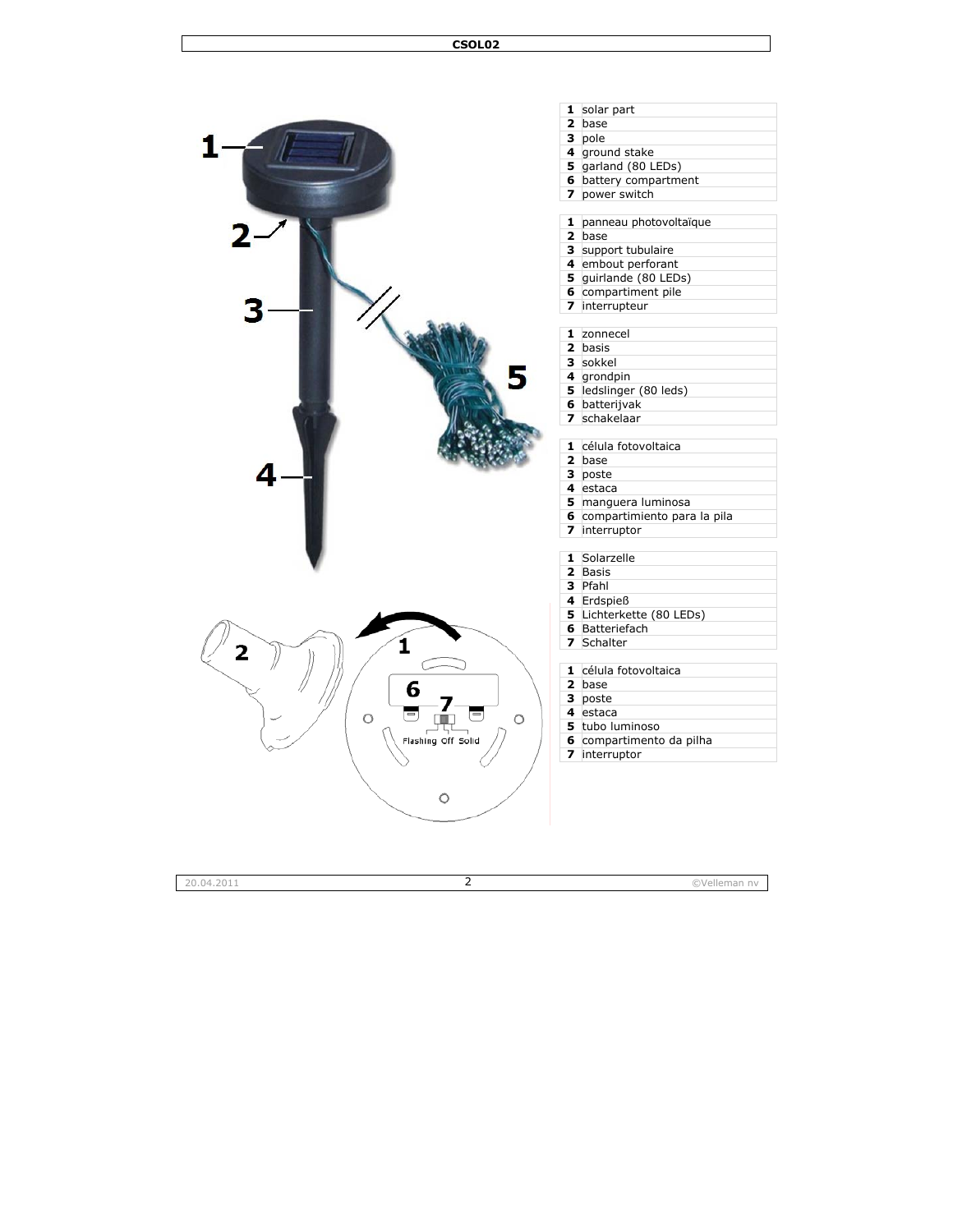| | |
|---|---|
| **1** | solar part |
| **2** | base |
| **3** | pole |
| **4** | ground stake |
| **5** | garland (80 LEDs) |
| **6** | battery compartment |
| **7** | power switch |

| | |
|---|---|
| **1** | panneau photovoltaïque |
| **2** | base |
| **3** | support tubulaire |
| **4** | embout perforant |
| **5** | guirlande (80 LEDs) |
| **6** | compartiment pile |
| **7** | interrupteur |

| | |
|---|---|
| **1** | zonnecel |
| **2** | basis |
| **3** | sokkel |
| **4** | grondpin |
| **5** | ledslinger (80 leds) |
| **6** | batterijvak |
| **7** | schakelaar |

| | |
|---|---|
| **1** | célula fotovoltaica |
| **2** | base |
| **3** | poste |
| **4** | estaca |
| **5** | manguera luminosa |
| **6** | compartimiento para la pila |
| **7** | interruptor |

| | |
|---|---|
| **1** | Solarzelle |
| **2** | Basis |
| **3** | Pfahl |
| **4** | Erdspieß |
| **5** | Lichterkette (80 LEDs) |
| **6** | Batteriefach |
| **7** | Schalter |

| | |
|---|---|
| **1** | célula fotovoltaica |
| **2** | base |
| **3** | poste |
| **4** | estaca |
| **5** | tubo luminoso |
| **6** | compartimento da pilha |
| **7** | interruptor |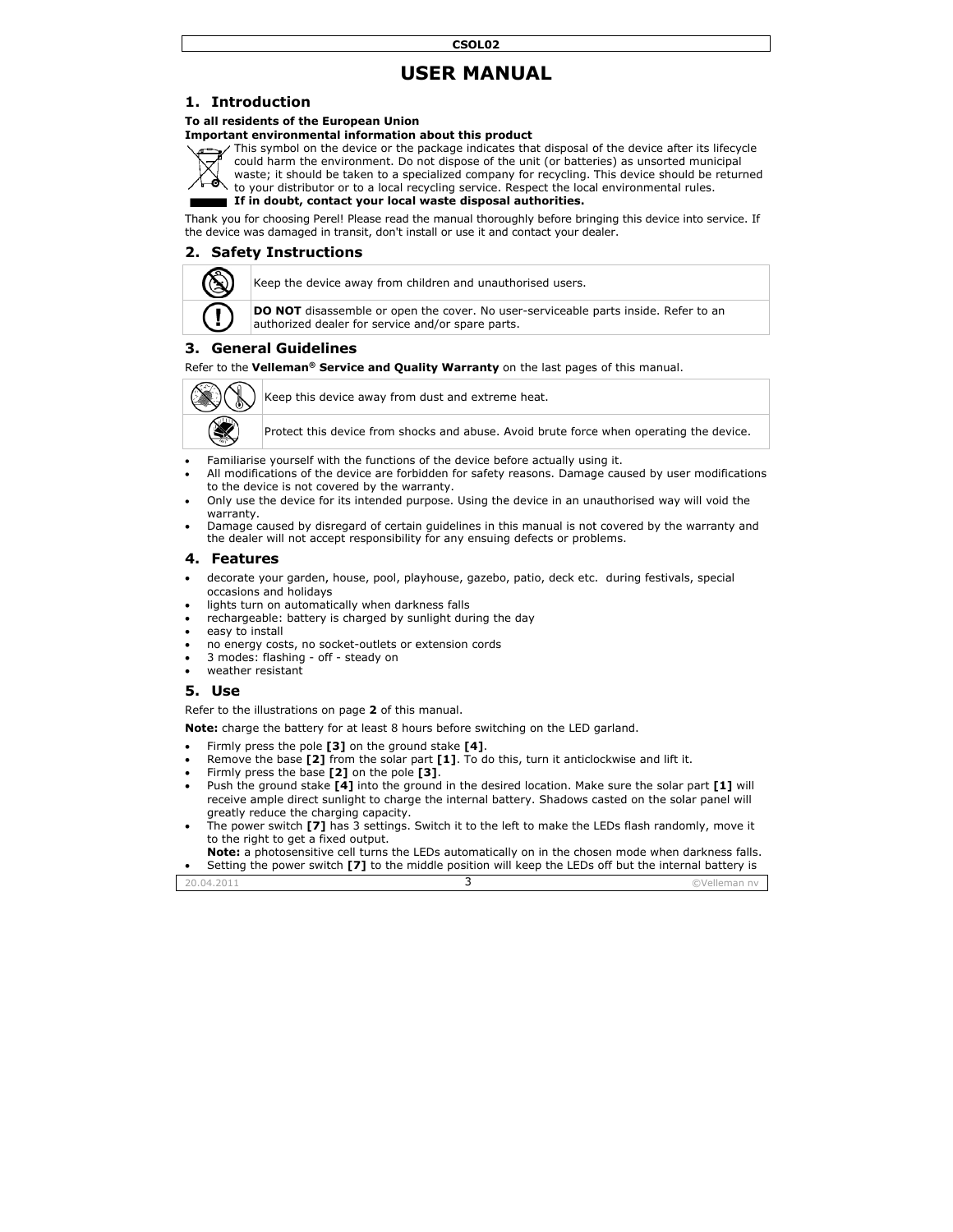# USER MANUAL

## 1. Introduction

**To all residents of the European Union**

**Important environmental information about this product**

This symbol on the device or the package indicates that disposal of the device after its lifecycle could harm the environment. Do not dispose of the unit (or batteries) as unsorted municipal waste; it should be taken to a specialized company for recycling. This device should be returned to your distributor or to a local recycling service. Respect the local environmental rules.

**If in doubt, contact your local waste disposal authorities.**

Thank you for choosing Perel! Please read the manual thoroughly before bringing this device into service. If the device was damaged in transit, don't install or use it and contact your dealer.

## 2. Safety Instructions

| | |
|---|---|
| | Keep the device away from children and unauthorised users. |
| | **DO NOT** disassemble or open the cover. No user-serviceable parts inside. Refer to an authorized dealer for service and/or spare parts. |

## 3. General Guidelines

Refer to the **Velleman® Service and Quality Warranty** on the last pages of this manual.

| | |
|---|---|
| | Keep this device away from dust and extreme heat. |
| | Protect this device from shocks and abuse. Avoid brute force when operating the device. |

- Familiarise yourself with the functions of the device before actually using it.
- All modifications of the device are forbidden for safety reasons. Damage caused by user modifications to the device is not covered by the warranty.
- Only use the device for its intended purpose. Using the device in an unauthorised way will void the warranty.
- Damage caused by disregard of certain guidelines in this manual is not covered by the warranty and the dealer will not accept responsibility for any ensuing defects or problems.

## 4. Features

- decorate your garden, house, pool, playhouse, gazebo, patio, deck etc. during festivals, special occasions and holidays
- lights turn on automatically when darkness falls
- rechargeable: battery is charged by sunlight during the day
- easy to install
- no energy costs, no socket-outlets or extension cords
- 3 modes: flashing - off - steady on
- weather resistant

## 5. Use

Refer to the illustrations on page **2** of this manual.

**Note:** charge the battery for at least 8 hours before switching on the LED garland.

- Firmly press the pole **[3]** on the ground stake **[4]**.
- Remove the base **[2]** from the solar part **[1]**. To do this, turn it anticlockwise and lift it.
- Firmly press the base **[2]** on the pole **[3]**.
- Push the ground stake **[4]** into the ground in the desired location. Make sure the solar part **[1]** will receive ample direct sunlight to charge the internal battery. Shadows casted on the solar panel will greatly reduce the charging capacity.
- The power switch **[7]** has 3 settings. Switch it to the left to make the LEDs flash randomly, move it to the right to get a fixed output.
  **Note:** a photosensitive cell turns the LEDs automatically on in the chosen mode when darkness falls.
- Setting the power switch **[7]** to the middle position will keep the LEDs off but the internal battery is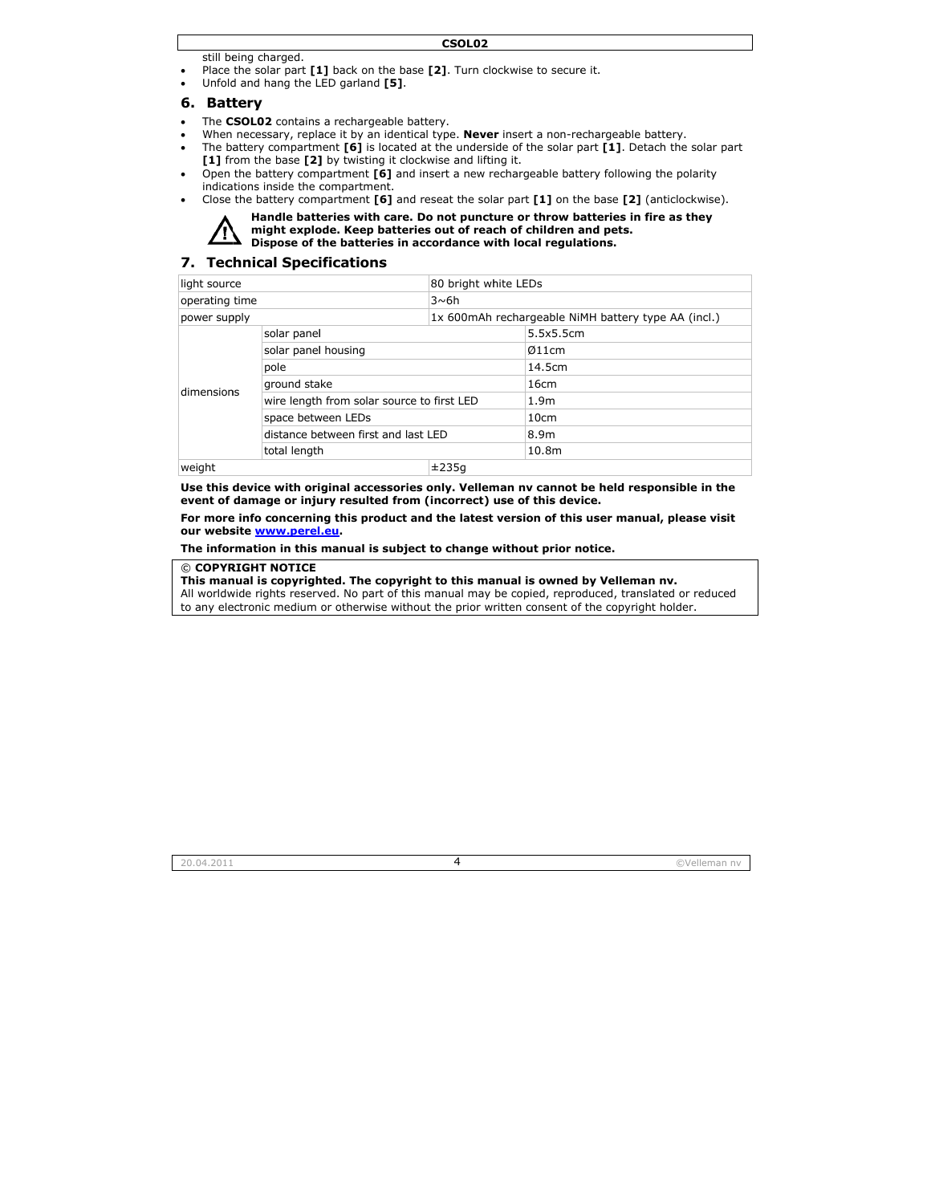still being charged.

- Place the solar part **[1]** back on the base **[2]**. Turn clockwise to secure it.
- Unfold and hang the LED garland **[5]**.

## 6. Battery

- The **CSOL02** contains a rechargeable battery.
- When necessary, replace it by an identical type. **Never** insert a non-rechargeable battery.
- The battery compartment **[6]** is located at the underside of the solar part **[1]**. Detach the solar part **[1]** from the base **[2]** by twisting it clockwise and lifting it.
- Open the battery compartment **[6]** and insert a new rechargeable battery following the polarity indications inside the compartment.
- Close the battery compartment **[6]** and reseat the solar part **[1]** on the base **[2]** (anticlockwise).

**Handle batteries with care. Do not puncture or throw batteries in fire as they might explode. Keep batteries out of reach of children and pets.**
**Dispose of the batteries in accordance with local regulations.**

## 7. Technical Specifications

| | | |
|---|---|---|
| light source | | 80 bright white LEDs |
| operating time | | 3~6h |
| power supply | | 1x 600mAh rechargeable NiMH battery type AA (incl.) |
| dimensions | solar panel | 5.5x5.5cm |
| | solar panel housing | Ø11cm |
| | pole | 14.5cm |
| | ground stake | 16cm |
| | wire length from solar source to first LED | 1.9m |
| | space between LEDs | 10cm |
| | distance between first and last LED | 8.9m |
| | total length | 10.8m |
| weight | | ±235g |

**Use this device with original accessories only. Velleman nv cannot be held responsible in the event of damage or injury resulted from (incorrect) use of this device.**

**For more info concerning this product and the latest version of this user manual, please visit our website [www.perel.eu](http://www.perel.eu).**

**The information in this manual is subject to change without prior notice.**

**© COPYRIGHT NOTICE**
**This manual is copyrighted. The copyright to this manual is owned by Velleman nv.**
All worldwide rights reserved. No part of this manual may be copied, reproduced, translated or reduced to any electronic medium or otherwise without the prior written consent of the copyright holder.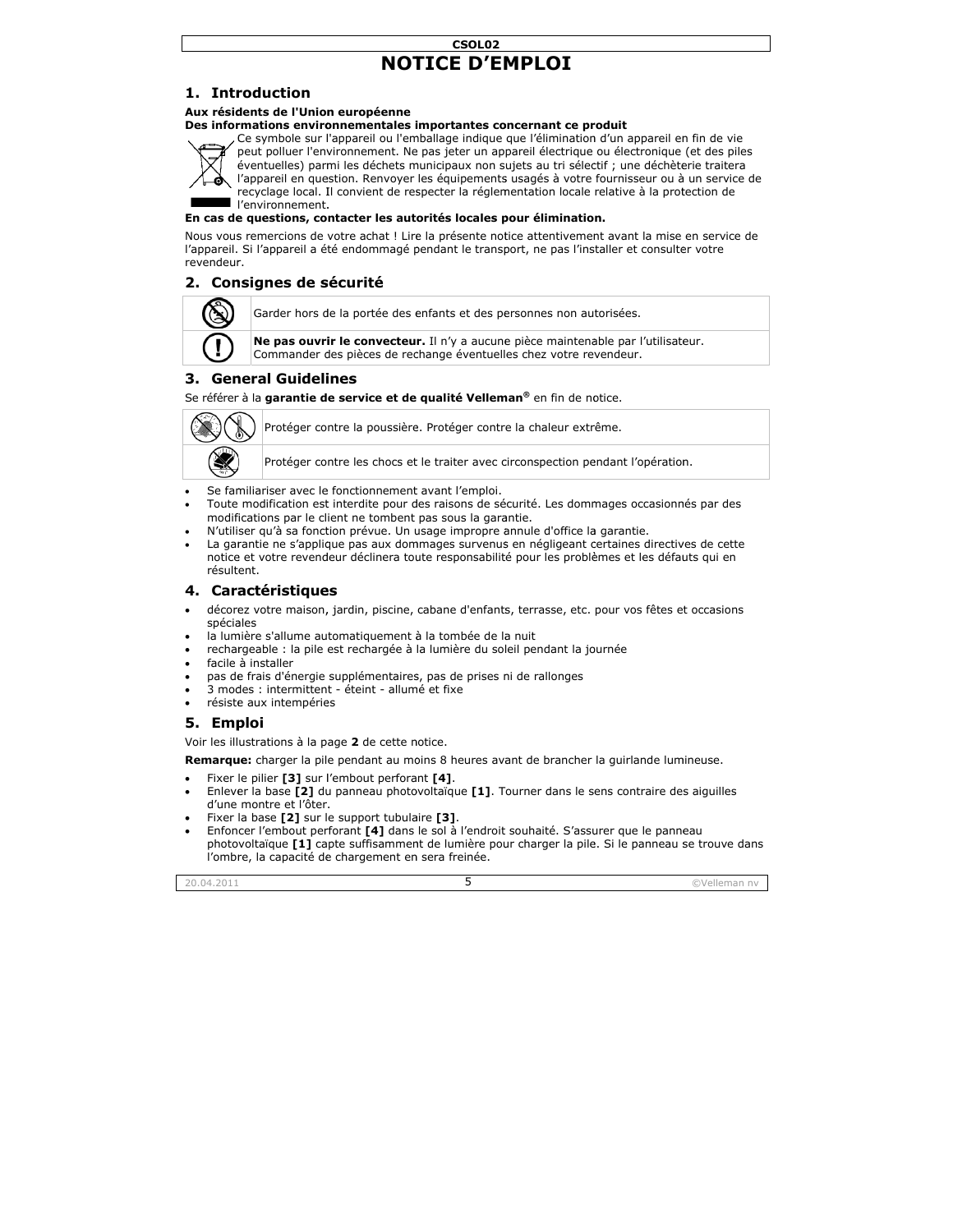# NOTICE D'EMPLOI

## 1. Introduction

**Aux résidents de l'Union européenne**

**Des informations environnementales importantes concernant ce produit**

Ce symbole sur l'appareil ou l'emballage indique que l'élimination d'un appareil en fin de vie peut polluer l'environnement. Ne pas jeter un appareil électrique ou électronique (et des piles éventuelles) parmi les déchets municipaux non sujets au tri sélectif ; une déchèterie traitera l'appareil en question. Renvoyer les équipements usagés à votre fournisseur ou à un service de recyclage local. Il convient de respecter la réglementation locale relative à la protection de l'environnement.

**En cas de questions, contacter les autorités locales pour élimination.**

Nous vous remercions de votre achat ! Lire la présente notice attentivement avant la mise en service de l'appareil. Si l'appareil a été endommagé pendant le transport, ne pas l'installer et consulter votre revendeur.

## 2. Consignes de sécurité

| | |
|---|---|
| | Garder hors de la portée des enfants et des personnes non autorisées. |
| | **Ne pas ouvrir le convecteur.** Il n'y a aucune pièce maintenable par l'utilisateur. Commander des pièces de rechange éventuelles chez votre revendeur. |

## 3. General Guidelines

Se référer à la **garantie de service et de qualité Velleman®** en fin de notice.

| | |
|---|---|
| | Protéger contre la poussière. Protéger contre la chaleur extrême. |
| | Protéger contre les chocs et le traiter avec circonspection pendant l'opération. |

- Se familiariser avec le fonctionnement avant l'emploi.
- Toute modification est interdite pour des raisons de sécurité. Les dommages occasionnés par des modifications par le client ne tombent pas sous la garantie.
- N'utiliser qu'à sa fonction prévue. Un usage impropre annule d'office la garantie.
- La garantie ne s'applique pas aux dommages survenus en négligeant certaines directives de cette notice et votre revendeur déclinera toute responsabilité pour les problèmes et les défauts qui en résultent.

## 4. Caractéristiques

- décorez votre maison, jardin, piscine, cabane d'enfants, terrasse, etc. pour vos fêtes et occasions spéciales
- la lumière s'allume automatiquement à la tombée de la nuit
- rechargeable : la pile est rechargée à la lumière du soleil pendant la journée
- facile à installer
- pas de frais d'énergie supplémentaires, pas de prises ni de rallonges
- 3 modes : intermittent - éteint - allumé et fixe
- résiste aux intempéries

## 5. Emploi

Voir les illustrations à la page **2** de cette notice.

**Remarque:** charger la pile pendant au moins 8 heures avant de brancher la guirlande lumineuse.

- Fixer le pilier **[3]** sur l'embout perforant **[4]**.
- Enlever la base **[2]** du panneau photovoltaïque **[1]**. Tourner dans le sens contraire des aiguilles d'une montre et l'ôter.
- Fixer la base **[2]** sur le support tubulaire **[3]**.
- Enfoncer l'embout perforant **[4]** dans le sol à l'endroit souhaité. S'assurer que le panneau photovoltaïque **[1]** capte suffisamment de lumière pour charger la pile. Si le panneau se trouve dans l'ombre, la capacité de chargement en sera freinée.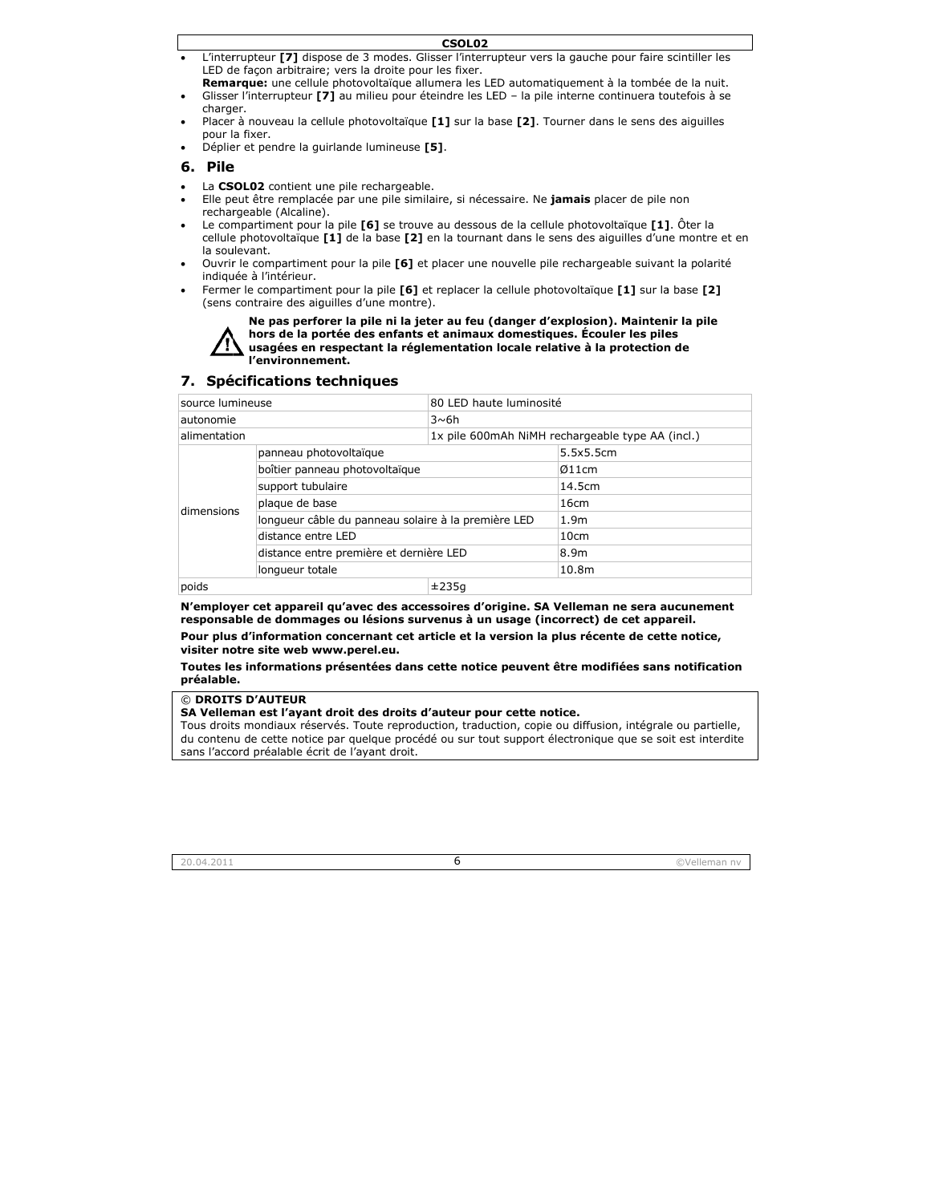- L'interrupteur **[7]** dispose de 3 modes. Glisser l'interrupteur vers la gauche pour faire scintiller les LED de façon arbitraire; vers la droite pour les fixer.
  **Remarque:** une cellule photovoltaïque allumera les LED automatiquement à la tombée de la nuit.
- Glisser l'interrupteur **[7]** au milieu pour éteindre les LED – la pile interne continuera toutefois à se charger.
- Placer à nouveau la cellule photovoltaïque **[1]** sur la base **[2]**. Tourner dans le sens des aiguilles pour la fixer.
- Déplier et pendre la guirlande lumineuse **[5]**.

## 6. Pile

- La **CSOL02** contient une pile rechargeable.
- Elle peut être remplacée par une pile similaire, si nécessaire. Ne **jamais** placer de pile non rechargeable (Alcaline).
- Le compartiment pour la pile **[6]** se trouve au dessous de la cellule photovoltaïque **[1]**. Ôter la cellule photovoltaïque **[1]** de la base **[2]** en la tournant dans le sens des aiguilles d'une montre et en la soulevant.
- Ouvrir le compartiment pour la pile **[6]** et placer une nouvelle pile rechargeable suivant la polarité indiquée à l'intérieur.
- Fermer le compartiment pour la pile **[6]** et replacer la cellule photovoltaïque **[1]** sur la base **[2]** (sens contraire des aiguilles d'une montre).

**Ne pas perforer la pile ni la jeter au feu (danger d'explosion). Maintenir la pile hors de la portée des enfants et animaux domestiques. Écouler les piles usagées en respectant la réglementation locale relative à la protection de l'environnement.**

## 7. Spécifications techniques

| | | |
|---|---|---|
| source lumineuse | | 80 LED haute luminosité |
| autonomie | | 3~6h |
| alimentation | | 1x pile 600mAh NiMH rechargeable type AA (incl.) |
| dimensions | panneau photovoltaïque | 5.5x5.5cm |
| | boîtier panneau photovoltaïque | Ø11cm |
| | support tubulaire | 14.5cm |
| | plaque de base | 16cm |
| | longueur câble du panneau solaire à la première LED | 1.9m |
| | distance entre LED | 10cm |
| | distance entre première et dernière LED | 8.9m |
| | longueur totale | 10.8m |
| poids | | ±235g |

**N'employer cet appareil qu'avec des accessoires d'origine. SA Velleman ne sera aucunement responsable de dommages ou lésions survenus à un usage (incorrect) de cet appareil.**

**Pour plus d'information concernant cet article et la version la plus récente de cette notice, visiter notre site web www.perel.eu.**

**Toutes les informations présentées dans cette notice peuvent être modifiées sans notification préalable.**

**© DROITS D'AUTEUR**
**SA Velleman est l'ayant droit des droits d'auteur pour cette notice.**
Tous droits mondiaux réservés. Toute reproduction, traduction, copie ou diffusion, intégrale ou partielle, du contenu de cette notice par quelque procédé ou sur tout support électronique que se soit est interdite sans l'accord préalable écrit de l'ayant droit.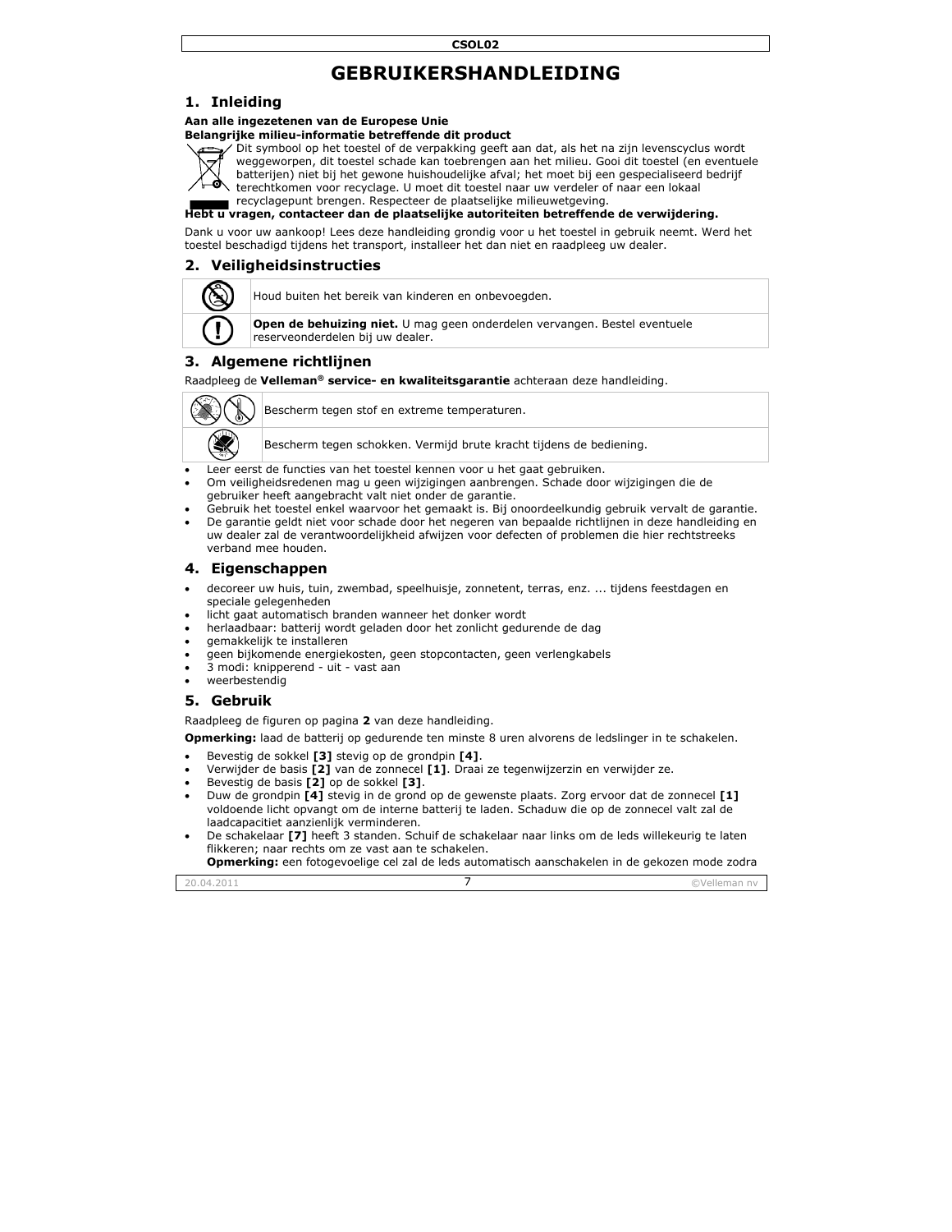# GEBRUIKERSHANDLEIDING

## 1. Inleiding

**Aan alle ingezetenen van de Europese Unie**

**Belangrijke milieu-informatie betreffende dit product**

Dit symbool op het toestel of de verpakking geeft aan dat, als het na zijn levenscyclus wordt weggeworpen, dit toestel schade kan toebrengen aan het milieu. Gooi dit toestel (en eventuele batterijen) niet bij het gewone huishoudelijke afval; het moet bij een gespecialiseerd bedrijf terechtkomen voor recyclage. U moet dit toestel naar uw verdeler of naar een lokaal recyclagepunt brengen. Respecteer de plaatselijke milieuwetgeving.

**Hebt u vragen, contacteer dan de plaatselijke autoriteiten betreffende de verwijdering.**

Dank u voor uw aankoop! Lees deze handleiding grondig voor u het toestel in gebruik neemt. Werd het toestel beschadigd tijdens het transport, installeer het dan niet en raadpleeg uw dealer.

## 2. Veiligheidsinstructies

| | |
|---|---|
| | Houd buiten het bereik van kinderen en onbevoegden. |
| | **Open de behuizing niet.** U mag geen onderdelen vervangen. Bestel eventuele reserveonderdelen bij uw dealer. |

## 3. Algemene richtlijnen

Raadpleeg de **Velleman® service- en kwaliteitsgarantie** achteraan deze handleiding.

| | |
|---|---|
| | Bescherm tegen stof en extreme temperaturen. |
| | Bescherm tegen schokken. Vermijd brute kracht tijdens de bediening. |

- Leer eerst de functies van het toestel kennen voor u het gaat gebruiken.
- Om veiligheidsredenen mag u geen wijzigingen aanbrengen. Schade door wijzigingen die de gebruiker heeft aangebracht valt niet onder de garantie.
- Gebruik het toestel enkel waarvoor het gemaakt is. Bij onoordeelkundig gebruik vervalt de garantie.
- De garantie geldt niet voor schade door het negeren van bepaalde richtlijnen in deze handleiding en uw dealer zal de verantwoordelijkheid afwijzen voor defecten of problemen die hier rechtstreeks verband mee houden.

## 4. Eigenschappen

- decoreer uw huis, tuin, zwembad, speelhuisje, zonnetent, terras, enz. ... tijdens feestdagen en speciale gelegenheden
- licht gaat automatisch branden wanneer het donker wordt
- herlaadbaar: batterij wordt geladen door het zonlicht gedurende de dag
- gemakkelijk te installeren
- geen bijkomende energiekosten, geen stopcontacten, geen verlengkabels
- 3 modi: knipperend - uit - vast aan
- weerbestendig

## 5. Gebruik

Raadpleeg de figuren op pagina **2** van deze handleiding.

**Opmerking:** laad de batterij op gedurende ten minste 8 uren alvorens de ledslinger in te schakelen.

- Bevestig de sokkel **[3]** stevig op de grondpin **[4]**.
- Verwijder de basis **[2]** van de zonnecel **[1]**. Draai ze tegenwijzerzin en verwijder ze.
- Bevestig de basis **[2]** op de sokkel **[3]**.
- Duw de grondpin **[4]** stevig in de grond op de gewenste plaats. Zorg ervoor dat de zonnecel **[1]** voldoende licht opvangt om de interne batterij te laden. Schaduw die op de zonnecel valt zal de laadcapaciteit aanzienlijk verminderen.
- De schakelaar **[7]** heeft 3 standen. Schuif de schakelaar naar links om de leds willekeurig te laten flikkeren; naar rechts om ze vast aan te schakelen.
  **Opmerking:** een fotogevoelige cel zal de leds automatisch aanschakelen in de gekozen mode zodra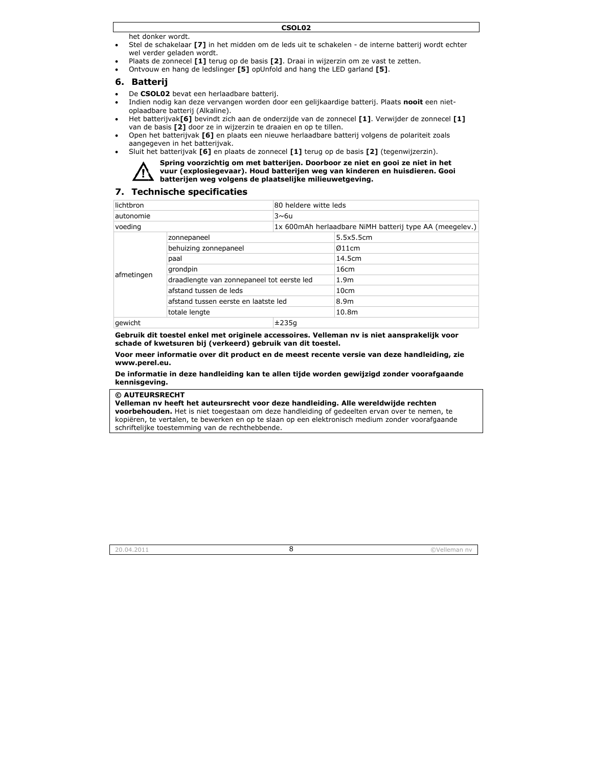het donker wordt.

- Stel de schakelaar **[7]** in het midden om de leds uit te schakelen - de interne batterij wordt echter wel verder geladen wordt.
- Plaats de zonnecel **[1]** terug op de basis **[2]**. Draai in wijzerzin om ze vast te zetten.
- Ontvouw en hang de ledslinger **[5]** opUnfold and hang the LED garland **[5]**.

## 6. Batterij

- De **CSOL02** bevat een herlaadbare batterij.
- Indien nodig kan deze vervangen worden door een gelijkaardige batterij. Plaats **nooit** een niet-oplaadbare batterij (Alkaline).
- Het batterijvak**[6]** bevindt zich aan de onderzijde van de zonnecel **[1]**. Verwijder de zonnecel **[1]** van de basis **[2]** door ze in wijzerzin te draaien en op te tillen.
- Open het batterijvak **[6]** en plaats een nieuwe herlaadbare batterij volgens de polariteit zoals aangegeven in het batterijvak.
- Sluit het batterijvak **[6]** en plaats de zonnecel **[1]** terug op de basis **[2]** (tegenwijzerzin).

**Spring voorzichtig om met batterijen. Doorboor ze niet en gooi ze niet in het vuur (explosiegevaar). Houd batterijen weg van kinderen en huisdieren. Gooi batterijen weg volgens de plaatselijke milieuwetgeving.**

## 7. Technische specificaties

| lichtbron | | 80 heldere witte leds |
|---|---|---|
| autonomie | | 3~6u |
| voeding | | 1x 600mAh herlaadbare NiMH batterij type AA (meegelev.) |
| afmetingen | zonnepaneel | 5.5x5.5cm |
| | behuizing zonnepaneel | Ø11cm |
| | paal | 14.5cm |
| | grondpin | 16cm |
| | draadlengte van zonnepaneel tot eerste led | 1.9m |
| | afstand tussen de leds | 10cm |
| | afstand tussen eerste en laatste led | 8.9m |
| | totale lengte | 10.8m |
| gewicht | | ±235g |

**Gebruik dit toestel enkel met originele accessoires. Velleman nv is niet aansprakelijk voor schade of kwetsuren bij (verkeerd) gebruik van dit toestel.**

**Voor meer informatie over dit product en de meest recente versie van deze handleiding, zie www.perel.eu.**

**De informatie in deze handleiding kan te allen tijde worden gewijzigd zonder voorafgaande kennisgeving.**

**© AUTEURSRECHT**
**Velleman nv heeft het auteursrecht voor deze handleiding. Alle wereldwijde rechten voorbehouden.** Het is niet toegestaan om deze handleiding of gedeelten ervan over te nemen, te kopiëren, te vertalen, te bewerken en op te slaan op een elektronisch medium zonder voorafgaande schriftelijke toestemming van de rechthebbende.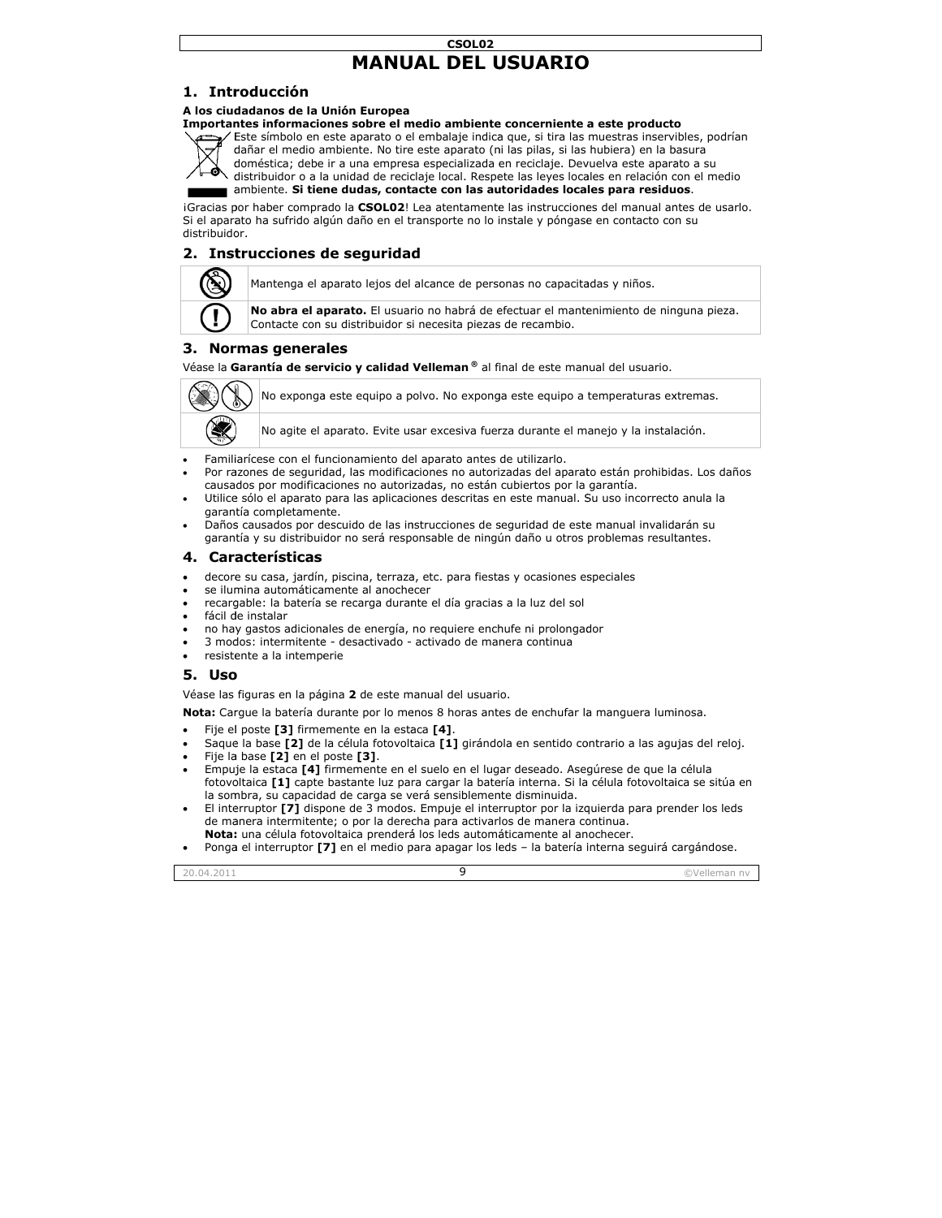# MANUAL DEL USUARIO

## 1. Introducción

**A los ciudadanos de la Unión Europea**

**Importantes informaciones sobre el medio ambiente concerniente a este producto**

Este símbolo en este aparato o el embalaje indica que, si tira las muestras inservibles, podrían dañar el medio ambiente. No tire este aparato (ni las pilas, si las hubiera) en la basura doméstica; debe ir a una empresa especializada en reciclaje. Devuelva este aparato a su distribuidor o a la unidad de reciclaje local. Respete las leyes locales en relación con el medio ambiente. **Si tiene dudas, contacte con las autoridades locales para residuos**.

¡Gracias por haber comprado la **CSOL02**! Lea atentamente las instrucciones del manual antes de usarlo. Si el aparato ha sufrido algún daño en el transporte no lo instale y póngase en contacto con su distribuidor.

## 2. Instrucciones de seguridad

| | |
|---|---|
| | Mantenga el aparato lejos del alcance de personas no capacitadas y niños. |
| | **No abra el aparato.** El usuario no habrá de efectuar el mantenimiento de ninguna pieza. Contacte con su distribuidor si necesita piezas de recambio. |

## 3. Normas generales

Véase la **Garantía de servicio y calidad Velleman ®** al final de este manual del usuario.

| | |
|---|---|
| | No exponga este equipo a polvo. No exponga este equipo a temperaturas extremas. |
| | No agite el aparato. Evite usar excesiva fuerza durante el manejo y la instalación. |

- Familiarícese con el funcionamiento del aparato antes de utilizarlo.
- Por razones de seguridad, las modificaciones no autorizadas del aparato están prohibidas. Los daños causados por modificaciones no autorizadas, no están cubiertos por la garantía.
- Utilice sólo el aparato para las aplicaciones descritas en este manual. Su uso incorrecto anula la garantía completamente.
- Daños causados por descuido de las instrucciones de seguridad de este manual invalidarán su garantía y su distribuidor no será responsable de ningún daño u otros problemas resultantes.

## 4. Características

- decore su casa, jardín, piscina, terraza, etc. para fiestas y ocasiones especiales
- se ilumina automáticamente al anochecer
- recargable: la batería se recarga durante el día gracias a la luz del sol
- fácil de instalar
- no hay gastos adicionales de energía, no requiere enchufe ni prolongador
- 3 modos: intermitente - desactivado - activado de manera continua
- resistente a la intemperie

## 5. Uso

Véase las figuras en la página **2** de este manual del usuario.

**Nota:** Cargue la batería durante por lo menos 8 horas antes de enchufar la manguera luminosa.

- Fije el poste **[3]** firmemente en la estaca **[4]**.
- Saque la base **[2]** de la célula fotovoltaica **[1]** girándola en sentido contrario a las agujas del reloj.
- Fije la base **[2]** en el poste **[3]**.
- Empuje la estaca **[4]** firmemente en el suelo en el lugar deseado. Asegúrese de que la célula fotovoltaica **[1]** capte bastante luz para cargar la batería interna. Si la célula fotovoltaica se sitúa en la sombra, su capacidad de carga se verá sensiblemente disminuida.
- El interruptor **[7]** dispone de 3 modos. Empuje el interruptor por la izquierda para prender los leds de manera intermitente; o por la derecha para activarlos de manera continua.
  **Nota:** una célula fotovoltaica prenderá los leds automáticamente al anochecer.
- Ponga el interruptor **[7]** en el medio para apagar los leds – la batería interna seguirá cargándose.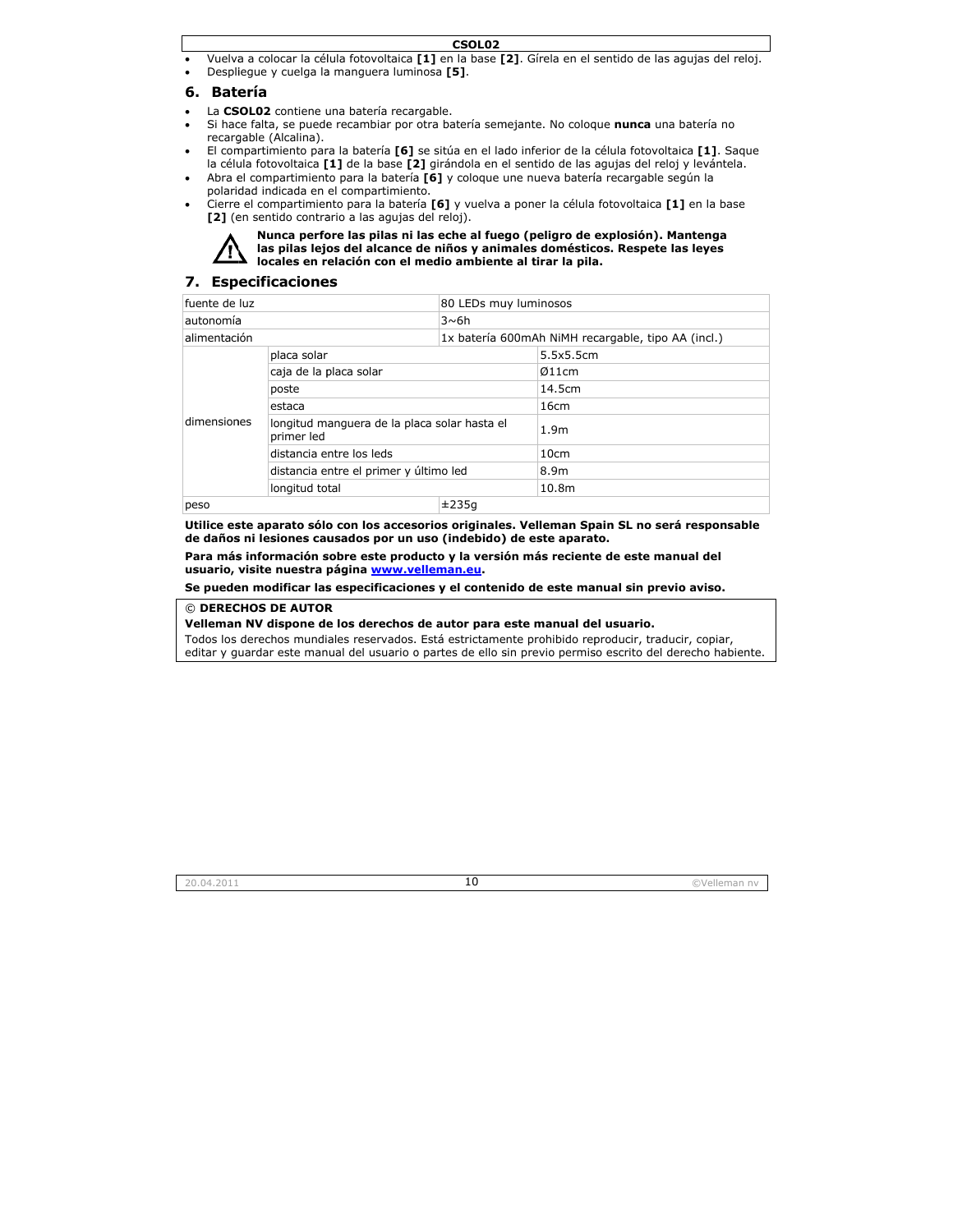- Vuelva a colocar la célula fotovoltaica **[1]** en la base **[2]**. Gírela en el sentido de las agujas del reloj.
- Despliegue y cuelga la manguera luminosa **[5]**.

## 6. Batería

- La **CSOL02** contiene una batería recargable.
- Si hace falta, se puede recambiar por otra batería semejante. No coloque **nunca** una batería no recargable (Alcalina).
- El compartimiento para la batería **[6]** se sitúa en el lado inferior de la célula fotovoltaica **[1]**. Saque la célula fotovoltaica **[1]** de la base **[2]** girándola en el sentido de las agujas del reloj y levántela.
- Abra el compartimiento para la batería **[6]** y coloque une nueva batería recargable según la polaridad indicada en el compartimiento.
- Cierre el compartimiento para la batería **[6]** y vuelva a poner la célula fotovoltaica **[1]** en la base **[2]** (en sentido contrario a las agujas del reloj).

**Nunca perfore las pilas ni las eche al fuego (peligro de explosión). Mantenga las pilas lejos del alcance de niños y animales domésticos. Respete las leyes locales en relación con el medio ambiente al tirar la pila.**

## 7. Especificaciones

| | | |
|---|---|---|
| fuente de luz | | 80 LEDs muy luminosos |
| autonomía | | 3~6h |
| alimentación | | 1x batería 600mAh NiMH recargable, tipo AA (incl.) |
| dimensiones | placa solar | 5.5x5.5cm |
| | caja de la placa solar | Ø11cm |
| | poste | 14.5cm |
| | estaca | 16cm |
| | longitud manguera de la placa solar hasta el primer led | 1.9m |
| | distancia entre los leds | 10cm |
| | distancia entre el primer y último led | 8.9m |
| | longitud total | 10.8m |
| peso | | ±235g |

**Utilice este aparato sólo con los accesorios originales. Velleman Spain SL no será responsable de daños ni lesiones causados por un uso (indebido) de este aparato.**

**Para más información sobre este producto y la versión más reciente de este manual del usuario, visite nuestra página www.velleman.eu.**

**Se pueden modificar las especificaciones y el contenido de este manual sin previo aviso.**

**© DERECHOS DE AUTOR**

**Velleman NV dispone de los derechos de autor para este manual del usuario.**

Todos los derechos mundiales reservados. Está estrictamente prohibido reproducir, traducir, copiar, editar y guardar este manual del usuario o partes de ello sin previo permiso escrito del derecho habiente.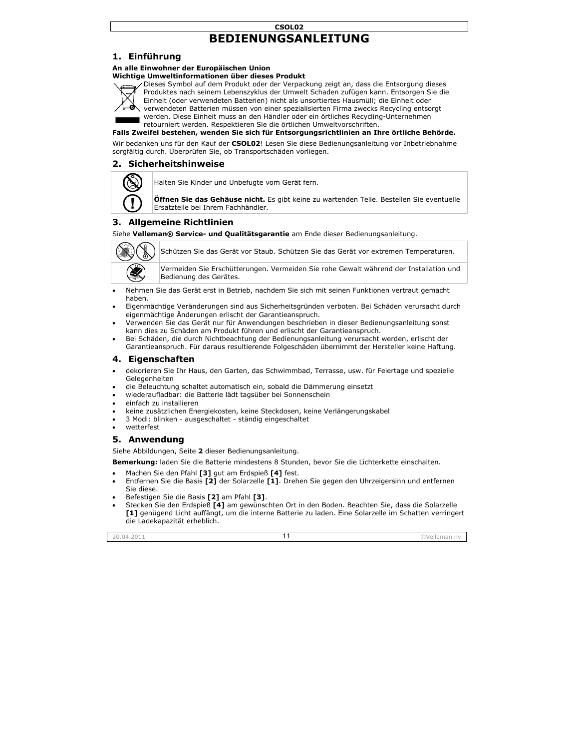**CSOL02**

# BEDIENUNGSANLEITUNG

## 1. Einführung

**An alle Einwohner der Europäischen Union**
**Wichtige Umweltinformationen über dieses Produkt**

Dieses Symbol auf dem Produkt oder der Verpackung zeigt an, dass die Entsorgung dieses Produktes nach seinem Lebenszyklus der Umwelt Schaden zufügen kann. Entsorgen Sie die Einheit (oder verwendeten Batterien) nicht als unsortiertes Hausmüll; die Einheit oder verwendeten Batterien müssen von einer spezialisierten Firma zwecks Recycling entsorgt werden. Diese Einheit muss an den Händler oder ein örtliches Recycling-Unternehmen retourniert werden. Respektieren Sie die örtlichen Umweltvorschriften.

**Falls Zweifel bestehen, wenden Sie sich für Entsorgungsrichtlinien an Ihre örtliche Behörde.**

Wir bedanken uns für den Kauf der **CSOL02**! Lesen Sie diese Bedienungsanleitung vor Inbetriebnahme sorgfältig durch. Überprüfen Sie, ob Transportschäden vorliegen.

## 2. Sicherheitshinweise

| | |
|---|---|
| | Halten Sie Kinder und Unbefugte vom Gerät fern. |
| | **Öffnen Sie das Gehäuse nicht.** Es gibt keine zu wartenden Teile. Bestellen Sie eventuelle Ersatzteile bei Ihrem Fachhändler. |

## 3. Allgemeine Richtlinien

Siehe **Velleman® Service- und Qualitätsgarantie** am Ende dieser Bedienungsanleitung.

| | |
|---|---|
| | Schützen Sie das Gerät vor Staub. Schützen Sie das Gerät vor extremen Temperaturen. |
| | Vermeiden Sie Erschütterungen. Vermeiden Sie rohe Gewalt während der Installation und Bedienung des Gerätes. |

- Nehmen Sie das Gerät erst in Betrieb, nachdem Sie sich mit seinen Funktionen vertraut gemacht haben.
- Eigenmächtige Veränderungen sind aus Sicherheitsgründen verboten. Bei Schäden verursacht durch eigenmächtige Änderungen erlischt der Garantieanspruch.
- Verwenden Sie das Gerät nur für Anwendungen beschrieben in dieser Bedienungsanleitung sonst kann dies zu Schäden am Produkt führen und erlischt der Garantieanspruch.
- Bei Schäden, die durch Nichtbeachtung der Bedienungsanleitung verursacht werden, erlischt der Garantieanspruch. Für daraus resultierende Folgeschäden übernimmt der Hersteller keine Haftung.

## 4. Eigenschaften

- dekorieren Sie Ihr Haus, den Garten, das Schwimmbad, Terrasse, usw. für Feiertage und spezielle Gelegenheiten
- die Beleuchtung schaltet automatisch ein, sobald die Dämmerung einsetzt
- wiederaufladbar: die Batterie lädt tagsüber bei Sonnenschein
- einfach zu installieren
- keine zusätzlichen Energiekosten, keine Steckdosen, keine Verlängerungskabel
- 3 Modi: blinken - ausgeschaltet - ständig eingeschaltet
- wetterfest

## 5. Anwendung

Siehe Abbildungen, Seite **2** dieser Bedienungsanleitung.

**Bemerkung:** laden Sie die Batterie mindestens 8 Stunden, bevor Sie die Lichterkette einschalten.

- Machen Sie den Pfahl **[3]** gut am Erdspieß **[4]** fest.
- Entfernen Sie die Basis **[2]** der Solarzelle **[1]**. Drehen Sie gegen den Uhrzeigersinn und entfernen Sie diese.
- Befestigen Sie die Basis **[2]** am Pfahl **[3]**.
- Stecken Sie den Erdspieß **[4]** am gewünschten Ort in den Boden. Beachten Sie, dass die Solarzelle **[1]** genügend Licht auffängt, um die interne Batterie zu laden. Eine Solarzelle im Schatten verringert die Ladekapazität erheblich.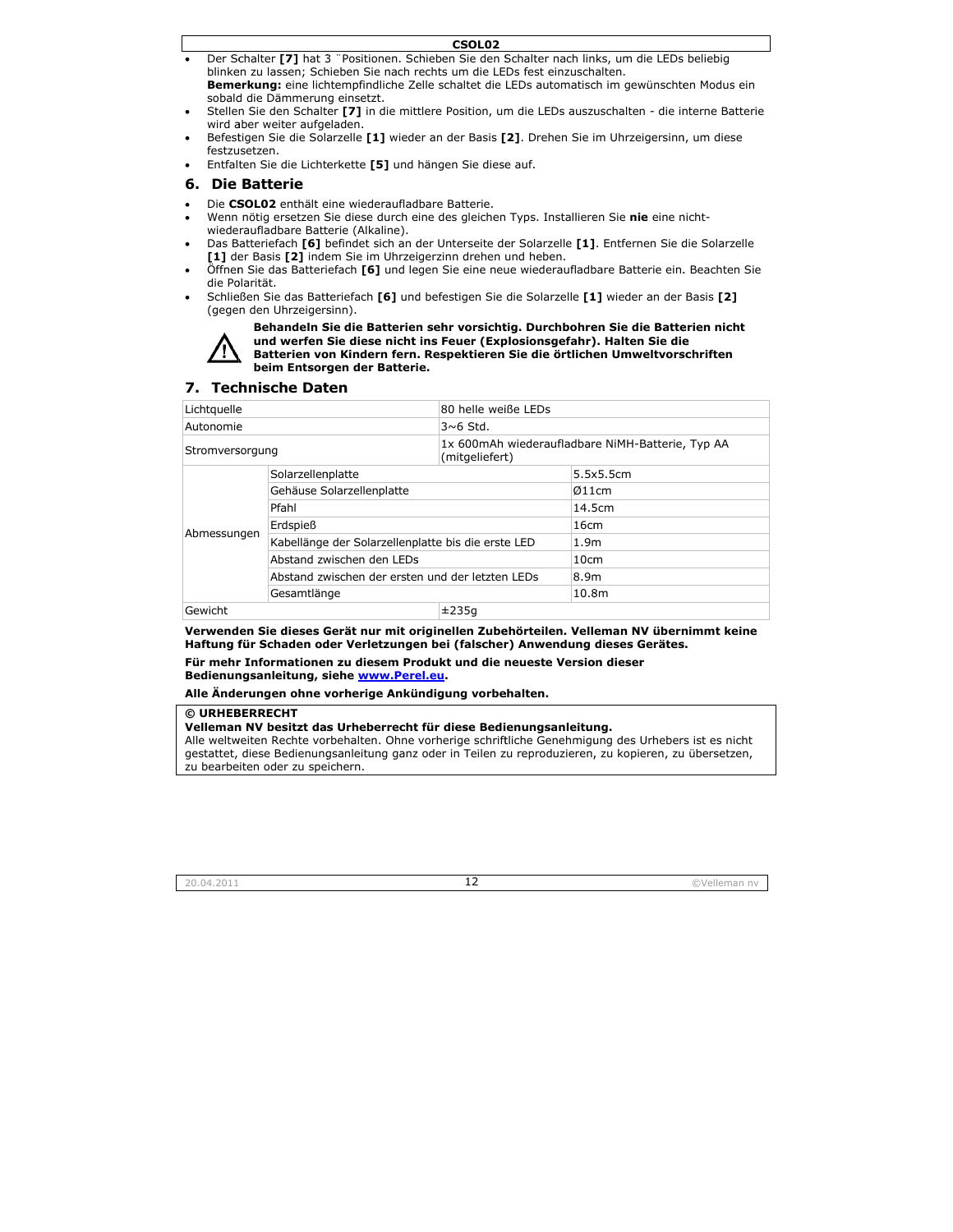- Der Schalter **[7]** hat 3 ¨Positionen. Schieben Sie den Schalter nach links, um die LEDs beliebig blinken zu lassen; Schieben Sie nach rechts um die LEDs fest einzuschalten.
  **Bemerkung:** eine lichtempfindliche Zelle schaltet die LEDs automatisch im gewünschten Modus ein sobald die Dämmerung einsetzt.
- Stellen Sie den Schalter **[7]** in die mittlere Position, um die LEDs auszuschalten - die interne Batterie wird aber weiter aufgeladen.
- Befestigen Sie die Solarzelle **[1]** wieder an der Basis **[2]**. Drehen Sie im Uhrzeigersinn, um diese festzusetzen.
- Entfalten Sie die Lichterkette **[5]** und hängen Sie diese auf.

## 6. Die Batterie

- Die **CSOL02** enthält eine wiederaufladbare Batterie.
- Wenn nötig ersetzen Sie diese durch eine des gleichen Typs. Installieren Sie **nie** eine nicht-wiederaufladbare Batterie (Alkaline).
- Das Batteriefach **[6]** befindet sich an der Unterseite der Solarzelle **[1]**. Entfernen Sie die Solarzelle **[1]** der Basis **[2]** indem Sie im Uhrzeigerzinn drehen und heben.
- Öffnen Sie das Batteriefach **[6]** und legen Sie eine neue wiederaufladbare Batterie ein. Beachten Sie die Polarität.
- Schließen Sie das Batteriefach **[6]** und befestigen Sie die Solarzelle **[1]** wieder an der Basis **[2]** (gegen den Uhrzeigersinn).

⚠ **Behandeln Sie die Batterien sehr vorsichtig. Durchbohren Sie die Batterien nicht und werfen Sie diese nicht ins Feuer (Explosionsgefahr). Halten Sie die Batterien von Kindern fern. Respektieren Sie die örtlichen Umweltvorschriften beim Entsorgen der Batterie.**

## 7. Technische Daten

| Lichtquelle | 80 helle weiße LEDs | |
|---|---|---|
| Autonomie | 3~6 Std. | |
| Stromversorgung | 1x 600mAh wiederaufladbare NiMH-Batterie, Typ AA (mitgeliefert) | |
| Abmessungen | Solarzellenplatte | 5.5x5.5cm |
| | Gehäuse Solarzellenplatte | Ø11cm |
| | Pfahl | 14.5cm |
| | Erdspieß | 16cm |
| | Kabellänge der Solarzellenplatte bis die erste LED | 1.9m |
| | Abstand zwischen den LEDs | 10cm |
| | Abstand zwischen der ersten und der letzten LEDs | 8.9m |
| | Gesamtlänge | 10.8m |
| Gewicht | ±235g | |

**Verwenden Sie dieses Gerät nur mit originellen Zubehörteilen. Velleman NV übernimmt keine Haftung für Schaden oder Verletzungen bei (falscher) Anwendung dieses Gerätes.**

**Für mehr Informationen zu diesem Produkt und die neueste Version dieser Bedienungsanleitung, siehe www.Perel.eu.**

**Alle Änderungen ohne vorherige Ankündigung vorbehalten.**

**© URHEBERRECHT**
**Velleman NV besitzt das Urheberrecht für diese Bedienungsanleitung.**
Alle weltweiten Rechte vorbehalten. Ohne vorherige schriftliche Genehmigung des Urhebers ist es nicht gestattet, diese Bedienungsanleitung ganz oder in Teilen zu reproduzieren, zu kopieren, zu übersetzen, zu bearbeiten oder zu speichern.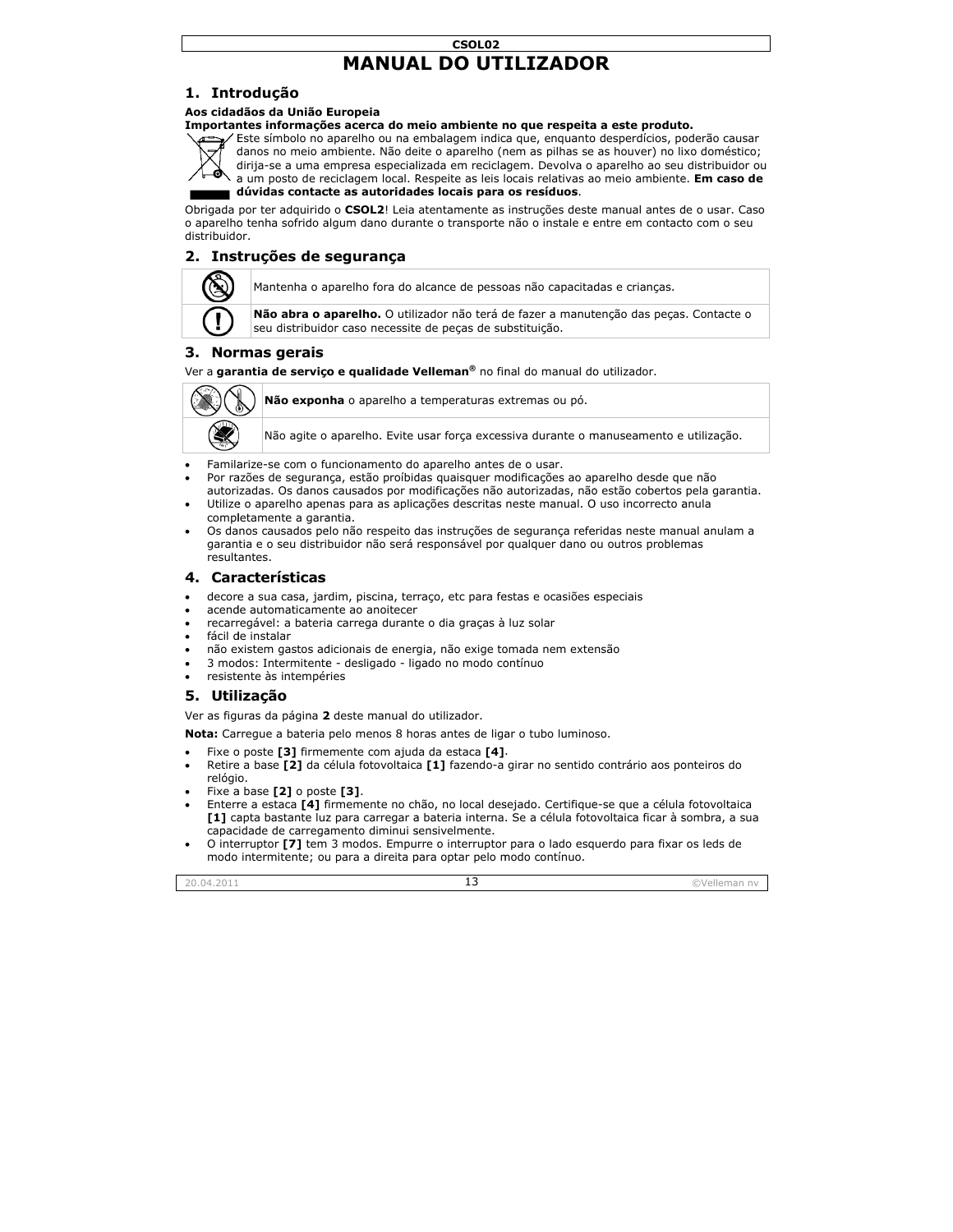# MANUAL DO UTILIZADOR

## 1. Introdução

**Aos cidadãos da União Europeia**

**Importantes informações acerca do meio ambiente no que respeita a este produto.**

Este símbolo no aparelho ou na embalagem indica que, enquanto desperdícios, poderão causar danos no meio ambiente. Não deite o aparelho (nem as pilhas se as houver) no lixo doméstico; dirija-se a uma empresa especializada em reciclagem. Devolva o aparelho ao seu distribuidor ou a um posto de reciclagem local. Respeite as leis locais relativas ao meio ambiente. **Em caso de dúvidas contacte as autoridades locais para os resíduos**.

Obrigada por ter adquirido o **CSOL2**! Leia atentamente as instruções deste manual antes de o usar. Caso o aparelho tenha sofrido algum dano durante o transporte não o instale e entre em contacto com o seu distribuidor.

## 2. Instruções de segurança

| | |
|---|---|
| | Mantenha o aparelho fora do alcance de pessoas não capacitadas e crianças. |
| | **Não abra o aparelho.** O utilizador não terá de fazer a manutenção das peças. Contacte o seu distribuidor caso necessite de peças de substituição. |

## 3. Normas gerais

Ver a **garantia de serviço e qualidade Velleman®** no final do manual do utilizador.

| | |
|---|---|
| | **Não exponha** o aparelho a temperaturas extremas ou pó. |
| | Não agite o aparelho. Evite usar força excessiva durante o manuseamento e utilização. |

- Familarize-se com o funcionamento do aparelho antes de o usar.
- Por razões de segurança, estão proíbidas quaisquer modificações ao aparelho desde que não autorizadas. Os danos causados por modificações não autorizadas, não estão cobertos pela garantia.
- Utilize o aparelho apenas para as aplicações descritas neste manual. O uso incorrecto anula completamente a garantia.
- Os danos causados pelo não respeito das instruções de segurança referidas neste manual anulam a garantia e o seu distribuidor não será responsável por qualquer dano ou outros problemas resultantes.

## 4. Características

- decore a sua casa, jardim, piscina, terraço, etc para festas e ocasiões especiais
- acende automaticamente ao anoitecer
- recarregável: a bateria carrega durante o dia graças à luz solar
- fácil de instalar
- não existem gastos adicionais de energia, não exige tomada nem extensão
- 3 modos: Intermitente - desligado - ligado no modo contínuo
- resistente às intempéries

## 5. Utilização

Ver as figuras da página **2** deste manual do utilizador.

**Nota:** Carregue a bateria pelo menos 8 horas antes de ligar o tubo luminoso.

- Fixe o poste **[3]** firmemente com ajuda da estaca **[4]**.
- Retire a base **[2]** da célula fotovoltaica **[1]** fazendo-a girar no sentido contrário aos ponteiros do relógio.
- Fixe a base **[2]** o poste **[3]**.
- Enterre a estaca **[4]** firmemente no chão, no local desejado. Certifique-se que a célula fotovoltaica **[1]** capta bastante luz para carregar a bateria interna. Se a célula fotovoltaica ficar à sombra, a sua capacidade de carregamento diminui sensivelmente.
- O interruptor **[7]** tem 3 modos. Empurre o interruptor para o lado esquerdo para fixar os leds de modo intermitente; ou para a direita para optar pelo modo contínuo.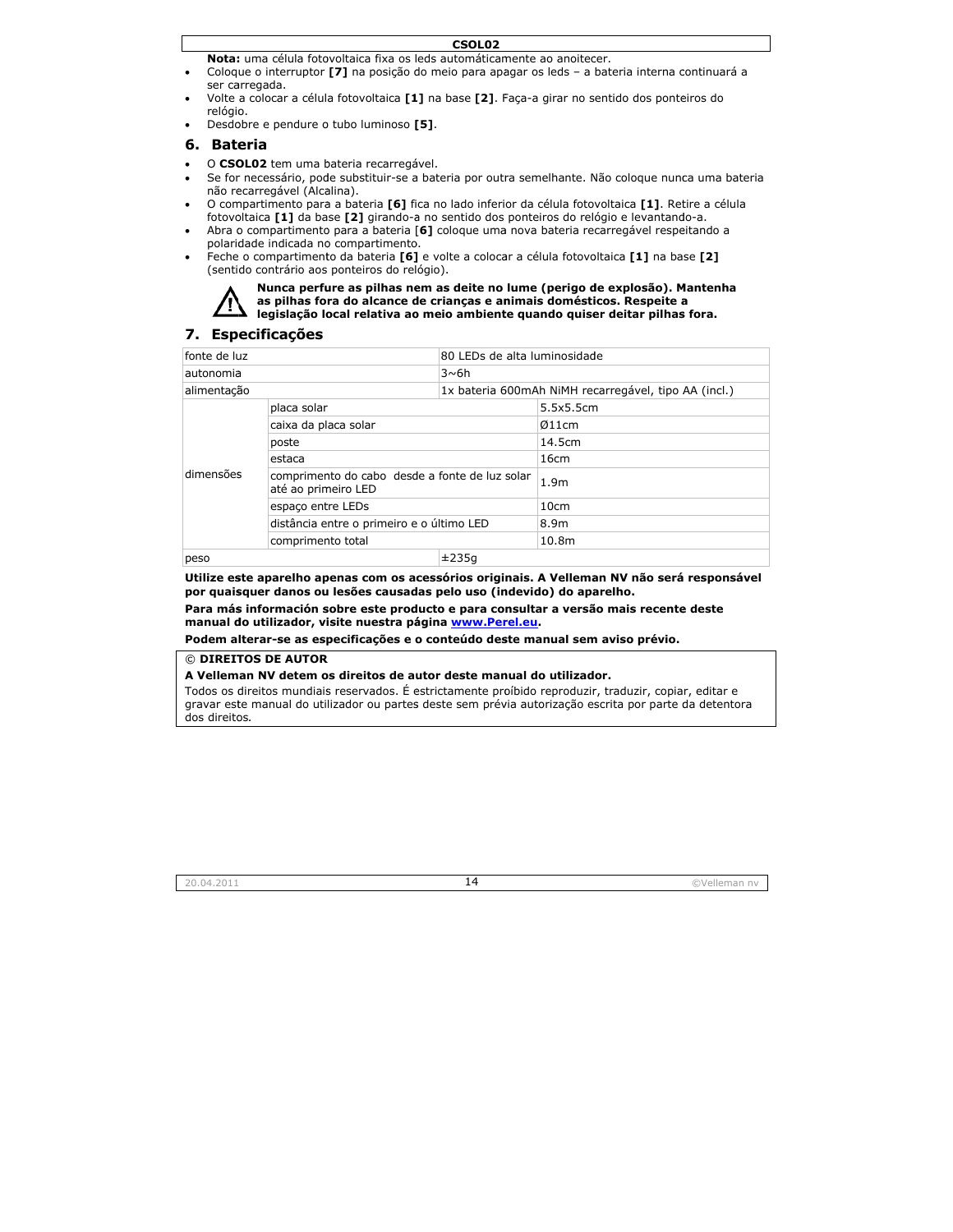**Nota:** uma célula fotovoltaica fixa os leds automáticamente ao anoitecer.

- Coloque o interruptor **[7]** na posição do meio para apagar os leds – a bateria interna continuará a ser carregada.
- Volte a colocar a célula fotovoltaica **[1]** na base **[2]**. Faça-a girar no sentido dos ponteiros do relógio.
- Desdobre e pendure o tubo luminoso **[5]**.

## 6. Bateria

- O **CSOL02** tem uma bateria recarregável.
- Se for necessário, pode substituir-se a bateria por outra semelhante. Não coloque nunca uma bateria não recarregável (Alcalina).
- O compartimento para a bateria **[6]** fica no lado inferior da célula fotovoltaica **[1]**. Retire a célula fotovoltaica **[1]** da base **[2]** girando-a no sentido dos ponteiros do relógio e levantando-a.
- Abra o compartimento para a bateria [**6]** coloque uma nova bateria recarregável respeitando a polaridade indicada no compartimento.
- Feche o compartimento da bateria **[6]** e volte a colocar a célula fotovoltaica **[1]** na base **[2]** (sentido contrário aos ponteiros do relógio).

**Nunca perfure as pilhas nem as deite no lume (perigo de explosão). Mantenha as pilhas fora do alcance de crianças e animais domésticos. Respeite a legislação local relativa ao meio ambiente quando quiser deitar pilhas fora.**

## 7. Especificações

| | | |
|---|---|---|
| fonte de luz | | 80 LEDs de alta luminosidade |
| autonomia | | 3~6h |
| alimentação | | 1x bateria 600mAh NiMH recarregável, tipo AA (incl.) |
| dimensões | placa solar | 5.5x5.5cm |
| | caixa da placa solar | Ø11cm |
| | poste | 14.5cm |
| | estaca | 16cm |
| | comprimento do cabo desde a fonte de luz solar até ao primeiro LED | 1.9m |
| | espaço entre LEDs | 10cm |
| | distância entre o primeiro e o último LED | 8.9m |
| | comprimento total | 10.8m |
| peso | | ±235g |

**Utilize este aparelho apenas com os acessórios originais. A Velleman NV não será responsável por quaisquer danos ou lesões causadas pelo uso (indevido) do aparelho.**

**Para más información sobre este producto e para consultar a versão mais recente deste manual do utilizador, visite nuestra página [www.Perel.eu](http://www.Perel.eu).**

**Podem alterar-se as especificações e o conteúdo deste manual sem aviso prévio.**

**© DIREITOS DE AUTOR**

**A Velleman NV detem os direitos de autor deste manual do utilizador.**

Todos os direitos mundiais reservados. É estrictamente proíbido reproduzir, traduzir, copiar, editar e gravar este manual do utilizador ou partes deste sem prévia autorização escrita por parte da detentora dos direitos.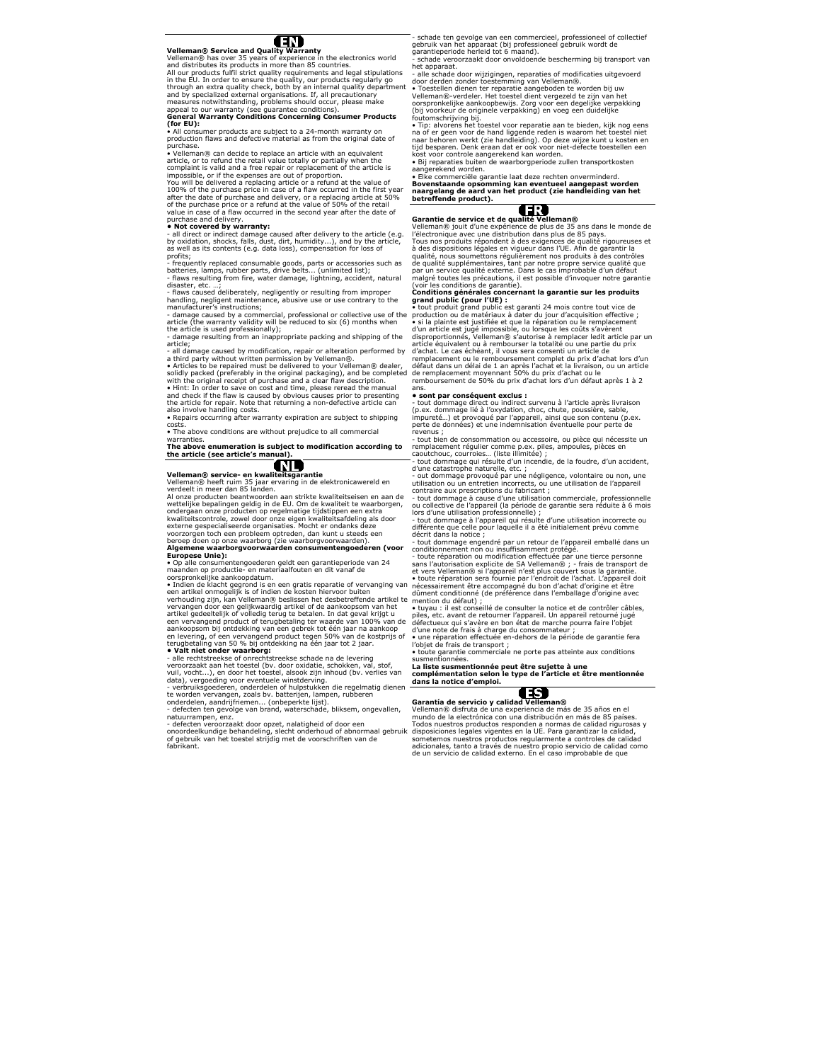## EN

**Velleman® Service and Quality Warranty**

Velleman® has over 35 years of experience in the electronics world and distributes its products in more than 85 countries.

All our products fulfil strict quality requirements and legal stipulations in the EU. In order to ensure the quality, our products regularly go through an extra quality check, both by an internal quality department and by specialized external organisations. If, all precautionary measures notwithstanding, problems should occur, please make appeal to our warranty (see guarantee conditions).

**General Warranty Conditions Concerning Consumer Products (for EU):**

• All consumer products are subject to a 24-month warranty on production flaws and defective material as from the original date of purchase.

• Velleman® can decide to replace an article with an equivalent article, or to refund the retail value totally or partially when the complaint is valid and a free repair or replacement of the article is impossible, or if the expenses are out of proportion.

You will be delivered a replacing article or a refund at the value of 100% of the purchase price in case of a flaw occurred in the first year after the date of purchase and delivery, or a replacing article at 50% of the purchase price or a refund at the value of 50% of the retail value in case of a flaw occurred in the second year after the date of purchase and delivery.

**• Not covered by warranty:**

- all direct or indirect damage caused after delivery to the article (e.g. by oxidation, shocks, falls, dust, dirt, humidity...), and by the article, as well as its contents (e.g. data loss), compensation for loss of profits;
- frequently replaced consumable goods, parts or accessories such as batteries, lamps, rubber parts, drive belts... (unlimited list);
- flaws resulting from fire, water damage, lightning, accident, natural disaster, etc. ...;
- flaws caused deliberately, negligently or resulting from improper handling, negligent maintenance, abusive use or use contrary to the manufacturer's instructions;
- damage caused by a commercial, professional or collective use of the article (the warranty validity will be reduced to six (6) months when the article is used professionally);
- damage resulting from an inappropriate packing and shipping of the article;
- all damage caused by modification, repair or alteration performed by a third party without written permission by Velleman®.

• Articles to be repaired must be delivered to your Velleman® dealer, solidly packed (preferably in the original packaging), and be completed with the original receipt of purchase and a clear flaw description.

• Hint: In order to save on cost and time, please reread the manual and check if the flaw is caused by obvious causes prior to presenting the article for repair. Note that returning a non-defective article can also involve handling costs.

• Repairs occurring after warranty expiration are subject to shipping costs.

• The above conditions are without prejudice to all commercial warranties.

**The above enumeration is subject to modification according to the article (see article's manual).**

## NL

**Velleman® service- en kwaliteitsgarantie**

Velleman® heeft ruim 35 jaar ervaring in de elektronicawereld en verdeelt in meer dan 85 landen.

Al onze producten beantwoorden aan strikte kwaliteitseisen en aan de wettelijke bepalingen geldig in de EU. Om de kwaliteit te waarborgen, ondergaan onze producten op regelmatige tijdstippen een extra kwaliteitscontrole, zowel door onze eigen kwaliteitsafdeling als door externe gespecialiseerde organisaties. Mocht er ondanks deze voorzorgen toch een probleem optreden, dan kunt u steeds een beroep doen op onze waarborg (zie waarborgvoorwaarden).

**Algemene waarborgvoorwaarden consumentengoederen (voor Europese Unie):**

• Op alle consumentengoederen geldt een garantieperiode van 24 maanden op productie- en materiaalfouten en dit vanaf de oorspronkelijke aankoopdatum.

• Indien de klacht gegrond is en een gratis reparatie of vervanging van een artikel onmogelijk is of indien de kosten hiervoor buiten verhouding zijn, kan Velleman® beslissen het desbetreffende artikel te vervangen door een gelijkwaardig artikel of de aankoopsom van het artikel gedeeltelijk of volledig terug te betalen. In dat geval krijgt u een vervangend product of terugbetaling ter waarde van 100% van de aankoopsom bij ontdekking van een gebrek tot één jaar na aankoop en levering, of een vervangend product tegen 50% van de kostprijs of terugbetaling van 50 % bij ontdekking na één jaar tot 2 jaar.

**• Valt niet onder waarborg:**

- alle rechtstreekse of onrechtstreekse schade na de levering veroorzaakt aan het toestel (bv. door oxidatie, schokken, val, stof, vuil, vocht...), en door het toestel, alsook zijn inhoud (bv. verlies van data), vergoeding voor eventuele winstderving.
- verbruiksgoederen, onderdelen of hulpstukken die regelmatig dienen te worden vervangen, zoals bv. batterijen, lampen, rubberen onderdelen, aandrijfriemen... (onbeperkte lijst).
- defecten ten gevolge van brand, waterschade, bliksem, ongevallen, natuurrampen, enz.
- defecten veroorzaakt door opzet, nalatigheid of door een onoordeelkundige behandeling, slecht onderhoud of abnormaal gebruik of gebruik van het toestel strijdig met de voorschriften van de fabrikant.
- schade ten gevolge van een commercieel, professioneel of collectief gebruik van het apparaat (bij professioneel gebruik wordt de garantieperiode herleid tot 6 maand).
- schade veroorzaakt door onvoldoende bescherming bij transport van het apparaat.
- alle schade door wijzigingen, reparaties of modificaties uitgevoerd door derden zonder toestemming van Velleman®.

• Toestellen dienen ter reparatie aangeboden te worden bij uw Velleman®-verdeler. Het toestel dient vergezeld te zijn van het oorspronkelijke aankoopbewijs. Zorg voor een degelijke verpakking (bij voorkeur de originele verpakking) en voeg een duidelijke foutomschrijving bij.

• Tip: alvorens het toestel voor reparatie aan te bieden, kijk nog eens na of er geen voor de hand liggende reden is waarom het toestel niet naar behoren werkt (zie handleiding). Op deze wijze kunt u kosten en tijd besparen. Denk eraan dat er ook voor niet-defecte toestellen een kost voor controle aangerekend kan worden.

• Bij reparaties buiten de waarborgperiode zullen transportkosten aangerekend worden.

• Elke commerciële garantie laat deze rechten onverminderd.

**Bovenstaande opsomming kan eventueel aangepast worden naargelang de aard van het product (zie handleiding van het betreffende product).**

## FR

**Garantie de service et de qualité Velleman®**

Velleman® jouit d'une expérience de plus de 35 ans dans le monde de l'électronique avec une distribution dans plus de 85 pays.

Tous nos produits répondent à des exigences de qualité rigoureuses et à des dispositions légales en vigueur dans l'UE. Afin de garantir la qualité, nous soumettons régulièrement nos produits à des contrôles de qualité supplémentaires, tant par notre propre service qualité que par un service qualité externe. Dans le cas improbable d'un défaut malgré toutes les précautions, il est possible d'invoquer notre garantie (voir les conditions de garantie).

**Conditions générales concernant la garantie sur les produits grand public (pour l'UE) :**

• tout produit grand public est garanti 24 mois contre tout vice de production ou de matériaux à dater du jour d'acquisition effective ;

• si la plainte est justifiée et que la réparation ou le remplacement d'un article est jugé impossible, ou lorsque les coûts s'avèrent disproportionnés, Velleman® s'autorise à remplacer ledit article par un article équivalent ou à rembourser la totalité ou une partie du prix d'achat. Le cas échéant, il vous sera consenti un article de remplacement ou le remboursement complet du prix d'achat lors d'un défaut dans un délai de 1 an après l'achat et la livraison, ou un article de remplacement moyennant 50% du prix d'achat ou le remboursement de 50% du prix d'achat lors d'un défaut après 1 à 2 ans.

**• sont par conséquent exclus :**

- tout dommage direct ou indirect survenu à l'article après livraison (p.ex. dommage lié à l'oxydation, choc, chute, poussière, sable, impureté…) et provoqué par l'appareil, ainsi que son contenu (p.ex. perte de données) et une indemnisation éventuelle pour perte de revenus ;
- tout bien de consommation ou accessoire, ou pièce qui nécessite un remplacement régulier comme p.ex. piles, ampoules, pièces en caoutchouc, courroies… (liste illimitée) ;
- tout dommage qui résulte d'un incendie, de la foudre, d'un accident, d'une catastrophe naturelle, etc. ;
- out dommage provoqué par une négligence, volontaire ou non, une utilisation ou un entretien incorrects, ou une utilisation de l'appareil contraire aux prescriptions du fabricant ;
- tout dommage à cause d'une utilisation commerciale, professionnelle ou collective de l'appareil (la période de garantie sera réduite à 6 mois lors d'une utilisation professionnelle) ;
- tout dommage à l'appareil qui résulte d'une utilisation incorrecte ou différente que celle pour laquelle il a été initialement prévu comme décrit dans la notice ;
- tout dommage engendré par un retour de l'appareil emballé dans un conditionnement non ou insuffisamment protégé.
- toute réparation ou modification effectuée par une tierce personne sans l'autorisation explicite de SA Velleman® ; - frais de transport de et vers Velleman® si l'appareil n'est plus couvert sous la garantie.

• toute réparation sera fournie par l'endroit de l'achat. L'appareil doit nécessairement être accompagné du bon d'achat d'origine et être dûment conditionné (de préférence dans l'emballage d'origine avec mention du défaut) ;

• tuyau : il est conseillé de consulter la notice et de contrôler câbles, piles, etc. avant de retourner l'appareil. Un appareil retourné jugé défectueux qui s'avère en bon état de marche pourra faire l'objet d'une note de frais à charge du consommateur ;

• une réparation effectuée en-dehors de la période de garantie fera l'objet de frais de transport ;

• toute garantie commerciale ne porte pas atteinte aux conditions susmentionnées.

**La liste susmentionnée peut être sujette à une complémentation selon le type de l'article et être mentionnée dans la notice d'emploi.**

## ES

**Garantía de servicio y calidad Velleman®**

Velleman® disfruta de una experiencia de más de 35 años en el mundo de la electrónica con una distribución en más de 85 países. Todos nuestros productos responden a normas de calidad rigurosas y disposiciones legales vigentes en la UE. Para garantizar la calidad, sometemos nuestros productos regularmente a controles de calidad adicionales, tanto a través de nuestro propio servicio de calidad como de un servicio de calidad externo. En el caso improbable de que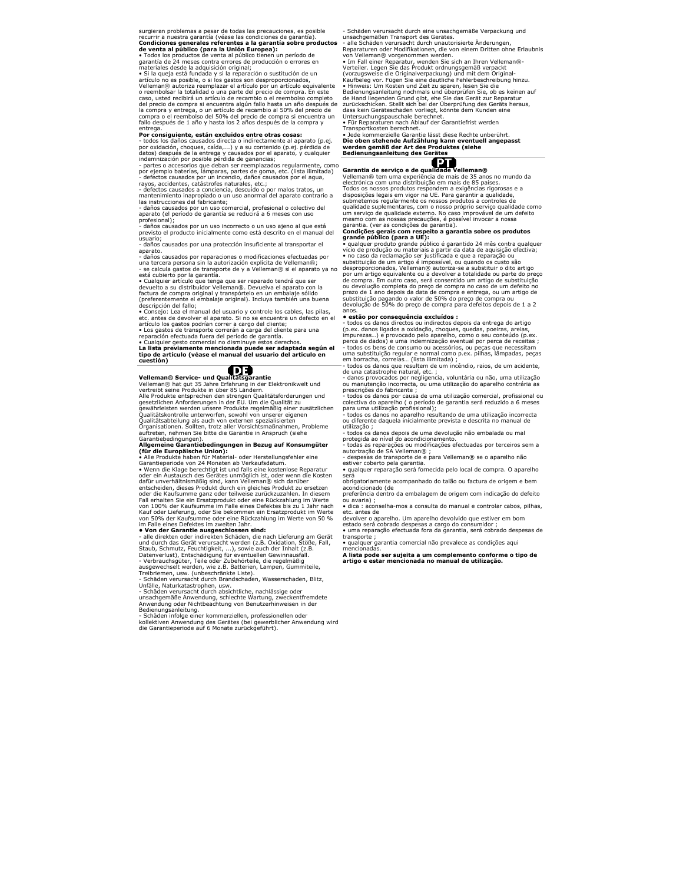surgieran problemas a pesar de todas las precauciones, es posible recurrir a nuestra garantía (véase las condiciones de garantía).

**Condiciones generales referentes a la garantía sobre productos de venta al público (para la Unión Europea):**

• Todos los productos de venta al público tienen un período de garantía de 24 meses contra errores de producción o errores en materiales desde la adquisición original;

• Si la queja está fundada y si la reparación o sustitución de un artículo no es posible, o si los gastos son desproporcionados, Velleman® autoriza reemplazar el artículo por un artículo equivalente o reembolsar la totalidad o una parte del precio de compra. En este caso, usted recibirá un artículo de recambio o el reembolso completo del precio de compra si encuentra algún fallo hasta un año después de la compra y entrega, o un artículo de recambio al 50% del precio de compra o el reembolso del 50% del precio de compra si encuentra un fallo después de 1 año y hasta los 2 años después de la compra y entrega.

**Por consiguiente, están excluidos entre otras cosas:**

- todos los daños causados directa o indirectamente al aparato (p.ej. por oxidación, choques, caída,...) y a su contenido (p.ej. pérdida de datos) después de la entrega y causados por el aparato, y cualquier indemnización por posible pérdida de ganancias;
- partes o accesorios que deban ser reemplazados regularmente, como por ejemplo baterías, lámparas, partes de goma, etc. (lista ilimitada)
- defectos causados por un incendio, daños causados por el agua, rayos, accidentes, catástrofes naturales, etc.;
- defectos causados a conciencia, descuido o por malos tratos, un mantenimiento inapropiado o un uso anormal del aparato contrario a las instrucciones del fabricante;
- daños causados por un uso comercial, profesional o colectivo del aparato (el período de garantía se reducirá a 6 meses con uso profesional);
- daños causados por un uso incorrecto o un uso ajeno al que está previsto el producto inicialmente como está descrito en el manual del usuario;
- daños causados por una protección insuficiente al transportar el aparato.
- daños causados por reparaciones o modificaciones efectuadas por una tercera persona sin la autorización explícita de Velleman®;
- se calcula gastos de transporte de y a Velleman® si el aparato ya no está cubierto por la garantía.

• Cualquier artículo que tenga que ser reparado tendrá que ser devuelto a su distribuidor Velleman®. Devuelva el aparato con la factura de compra original y transpórtelo en un embalaje sólido (preferentemente el embalaje original). Incluya también una buena descripción del fallo;

• Consejo: Lea el manual del usuario y controle los cables, las pilas, etc. antes de devolver el aparato. Si no se encuentra un defecto en el artículo los gastos podrían correr a cargo del cliente;

• Los gastos de transporte correrán a carga del cliente para una reparación efectuada fuera del período de garantía.

• Cualquier gesto comercial no disminuye estos derechos.

**La lista previamente mencionada puede ser adaptada según el tipo de artículo (véase el manual del usuario del artículo en cuestión)**

## DE

**Velleman® Service- und Qualitätsgarantie**

Velleman® hat gut 35 Jahre Erfahrung in der Elektronikwelt und vertreibt seine Produkte in über 85 Ländern.

Alle Produkte entsprechen den strengen Qualitätsforderungen und gesetzlichen Anforderungen in der EU. Um die Qualität zu gewährleisten werden unsere Produkte regelmäßig einer zusätzlichen Qualitätskontrolle unterworfen, sowohl von unserer eigenen Qualitätsabteilung als auch von externen spezialisierten Organisationen. Sollten, trotz aller Vorsichtsmaßnahmen, Probleme auftreten, nehmen Sie bitte die Garantie in Anspruch (siehe Garantiebedingungen).

**Allgemeine Garantiebedingungen in Bezug auf Konsumgüter (für die Europäische Union):**

• Alle Produkte haben für Material- oder Herstellungsfehler eine Garantieperiode von 24 Monaten ab Verkaufsdatum.

• Wenn die Klage berechtigt ist und falls eine kostenlose Reparatur oder ein Austausch des Gerätes unmöglich ist, oder wenn die Kosten dafür unverhältnismäßig sind, kann Velleman® sich darüber entscheiden, dieses Produkt durch ein gleiches Produkt zu ersetzen oder die Kaufsumme ganz oder teilweise zurückzuzahlen. In diesem Fall erhalten Sie ein Ersatzprodukt oder eine Rückzahlung im Werte von 100% der Kaufsumme im Falle eines Defektes bis zu 1 Jahr nach Kauf oder Lieferung, oder Sie bekommen ein Ersatzprodukt im Werte von 50% der Kaufsumme oder eine Rückzahlung im Werte von 50 % im Falle eines Defektes im zweiten Jahr.

**• Von der Garantie ausgeschlossen sind:**

- alle direkten oder indirekten Schäden, die nach Lieferung am Gerät und durch das Gerät verursacht werden (z.B. Oxidation, Stöße, Fall, Staub, Schmutz, Feuchtigkeit, ...), sowie auch der Inhalt (z.B. Datenverlust), Entschädigung für eventuellen Gewinnausfall.
- Verbrauchsgüter, Teile oder Zubehörteile, die regelmäßig ausgewechselt werden, wie z.B. Batterien, Lampen, Gummiteile, Treibriemen, usw. (unbeschränkte Liste).
- Schäden verursacht durch Brandschaden, Wasserschaden, Blitz, Unfälle, Naturkatastrophen, usw.
- Schäden verursacht durch absichtliche, nachlässige oder unsachgemäße Anwendung, schlechte Wartung, zweckentfremdete Anwendung oder Nichtbeachtung von Benutzerhinweisen in der Bedienungsanleitung.
- Schäden infolge einer kommerziellen, professionellen oder kollektiven Anwendung des Gerätes (bei gewerblicher Anwendung wird die Garantieperiode auf 6 Monate zurückgeführt).
- Schäden verursacht durch eine unsachgemäße Verpackung und unsachgemäßen Transport des Gerätes.
- alle Schäden verursacht durch unautorisierte Änderungen, Reparaturen oder Modifikationen, die von einem Dritten ohne Erlaubnis von Velleman® vorgenommen werden.

• Im Fall einer Reparatur, wenden Sie sich an Ihren Velleman®-Verteiler. Legen Sie das Produkt ordnungsgemäß verpackt (vorzugsweise die Originalverpackung) und mit dem Original-Kaufbeleg vor. Fügen Sie eine deutliche Fehlerbeschreibung hinzu.

• Hinweis: Um Kosten und Zeit zu sparen, lesen Sie die Bedienungsanleitung nochmals und überprüfen Sie, ob es keinen auf de Hand liegenden Grund gibt, ehe Sie das Gerät zur Reparatur zurückschicken. Stellt sich bei der Überprüfung des Geräts heraus, dass kein Geräteschaden vorliegt, könnte dem Kunden eine Untersuchungspauschale berechnet.

• Für Reparaturen nach Ablauf der Garantiefrist werden Transportkosten berechnet.

• Jede kommerzielle Garantie lässt diese Rechte unberührt.

**Die oben stehende Aufzählung kann eventuell angepasst werden gemäß der Art des Produktes (siehe Bedienungsanleitung des Gerätes**

## PT

**Garantia de serviço e de qualidade Velleman®**

Velleman® tem uma experiência de mais de 35 anos no mundo da electrónica com uma distribuição em mais de 85 países.

Todos os nossos produtos respondem a exigências rigorosas e a disposições legais em vigor na UE. Para garantir a qualidade, submetemos regularmente os nossos produtos a controles de qualidade suplementares, com o nosso próprio serviço qualidade como um serviço de qualidade externo. No caso improvável de um defeito mesmo com as nossas precauções, é possível invocar a nossa garantia. (ver as condições de garantia).

**Condições gerais com respeito a garantia sobre os produtos grande público (para a UE):**

• qualquer produto grande público é garantido 24 mês contra qualquer vício de produção ou materiais a partir da data de aquisição efectiva;

• no caso da reclamação ser justificada e que a reparação ou substituição de um artigo é impossível, ou quando os custo são desproporcionados, Velleman® autoriza-se a substituir o dito artigo por um artigo equivalente ou a devolver a totalidade ou parte do preço de compra. Em outro caso, será consentido um artigo de substituição ou devolução completa do preço de compra no caso de um defeito no prazo de 1 ano depois da data de compra e entrega, ou um artigo de substituição pagando o valor de 50% do preço de compra ou devolução de 50% do preço de compra para defeitos depois de 1 a 2 anos.

**• estão por consequência excluídos :**

- todos os danos directos ou indirectos depois da entrega do artigo (p.ex. danos ligados a oxidação, choques, quedas, poeiras, areias, impurezas…) e provocado pelo aparelho, como o seu conteúdo (p.ex. perca de dados) e uma indemnização eventual por perca de receitas ;
- todos os bens de consumo ou acessórios, ou peças que necessitam uma substituição regular e normal como p.ex. pilhas, lâmpadas, peças em borracha, correias… (lista ilimitada) ;
- todos os danos que resultem de um incêndio, raios, de um acidente, de una catastrophe natural, etc. ;
- danos provocados por negligencia, voluntária ou não, uma utilização ou manutenção incorrecta, ou uma utilização do aparelho contrária as prescrições do fabricante ;
- todos os danos por causa de uma utilização comercial, profissional ou colectiva do aparelho ( o período de garantia será reduzido a 6 meses para uma utilização profissional);
- todos os danos no aparelho resultando de uma utilização incorrecta ou diferente daquela inicialmente prevista e descrita no manual de utilização ;
- todos os danos depois de uma devolução não embalada ou mal protegida ao nível do acondicionamento.
- todas as reparações ou modificações efectuadas por terceiros sem a autorização de SA Velleman® ;
- despesas de transporte de e para Velleman® se o aparelho não estiver coberto pela garantia.

• qualquer reparação será fornecida pelo local de compra. O aparelho será
obrigatoriamente acompanhado do talão ou factura de origem e bem acondicionado (de
preferência dentro da embalagem de origem com indicação do defeito ou avaria) ;

• dica : aconselha-mos a consulta do manual e controlar cabos, pilhas, etc. antes de
devolver o aparelho. Um aparelho devolvido que estiver em bom estado será cobrado despesas a cargo do consumidor ;

• uma reparação efectuada fora da garantia, será cobrado despesas de transporte ;

• qualquer garantia comercial não prevalece as condições aqui mencionadas.

**A lista pode ser sujeita a um complemento conforme o tipo de artigo e estar mencionada no manual de utilização.**